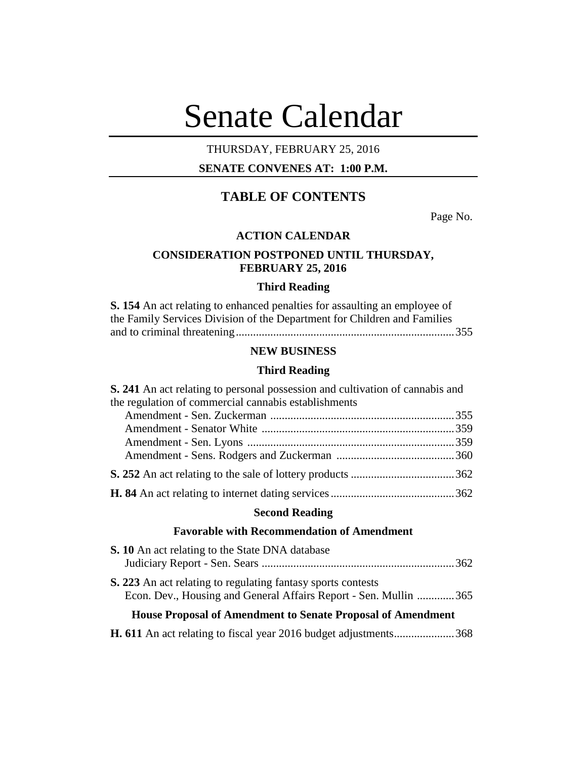# Senate Calendar

THURSDAY, FEBRUARY 25, 2016

**SENATE CONVENES AT: 1:00 P.M.**

## TABLE OF CONTENTS

Page No.

### ACTION CALENDAR

### CONSIDERATION POSTPONED UNTIL THURSDAY, FEBRUARY 25, 2016

#### Third Reading

**S. 154** An act relating to enhanced penalties for assaulting an employee of the Family Services Division of the Department for Children and Families and to criminal threatening ........ 355

### NEW BUSINESS

#### Third Reading

**S. 241** An act relating to personal possession and cultivation of cannabis and the regulation of commercial cannabis establishments

- Amendment - Sen. Zuckerman ........ 355
- Amendment - Senator White ........ 359
- Amendment - Sen. Lyons ........ 359
- Amendment - Sens. Rodgers and Zuckerman ........ 360

**S. 252** An act relating to the sale of lottery products ........ 362

**H. 84** An act relating to internet dating services ........ 362

#### Second Reading

#### Favorable with Recommendation of Amendment

**S. 10** An act relating to the State DNA database
Judiciary Report - Sen. Sears ........ 362

**S. 223** An act relating to regulating fantasy sports contests
Econ. Dev., Housing and General Affairs Report - Sen. Mullin ........ 365

#### House Proposal of Amendment to Senate Proposal of Amendment

**H. 611** An act relating to fiscal year 2016 budget adjustments ........ 368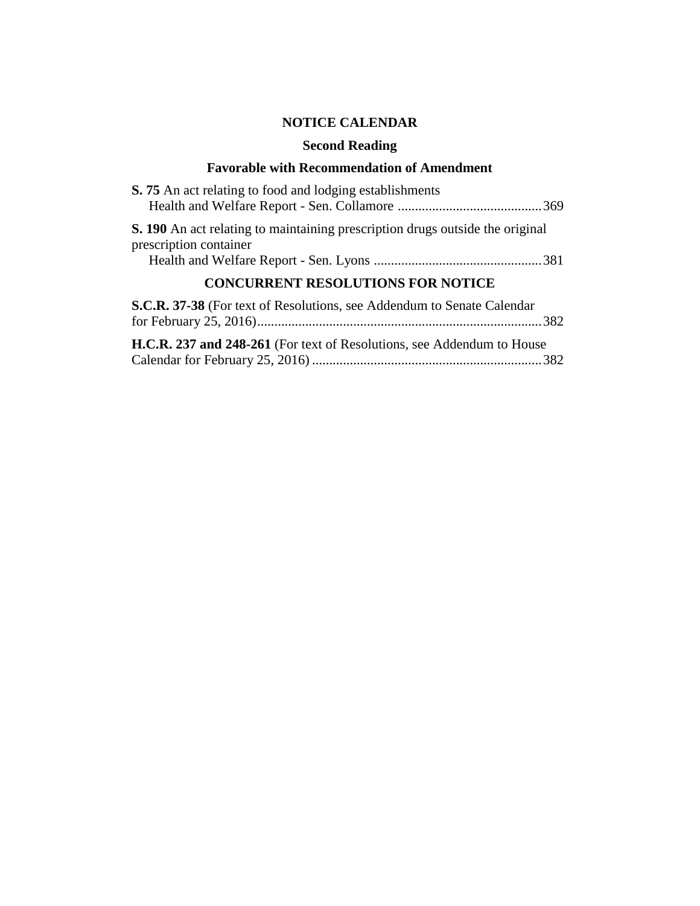## NOTICE CALENDAR

### Second Reading

### Favorable with Recommendation of Amendment

**S. 75** An act relating to food and lodging establishments
Health and Welfare Report - Sen. Collamore .......................................... 369

**S. 190** An act relating to maintaining prescription drugs outside the original prescription container
Health and Welfare Report - Sen. Lyons ................................................. 381

### CONCURRENT RESOLUTIONS FOR NOTICE

**S.C.R. 37-38** (For text of Resolutions, see Addendum to Senate Calendar for February 25, 2016)................................................................................... 382

**H.C.R. 237 and 248-261** (For text of Resolutions, see Addendum to House Calendar for February 25, 2016) ................................................................... 382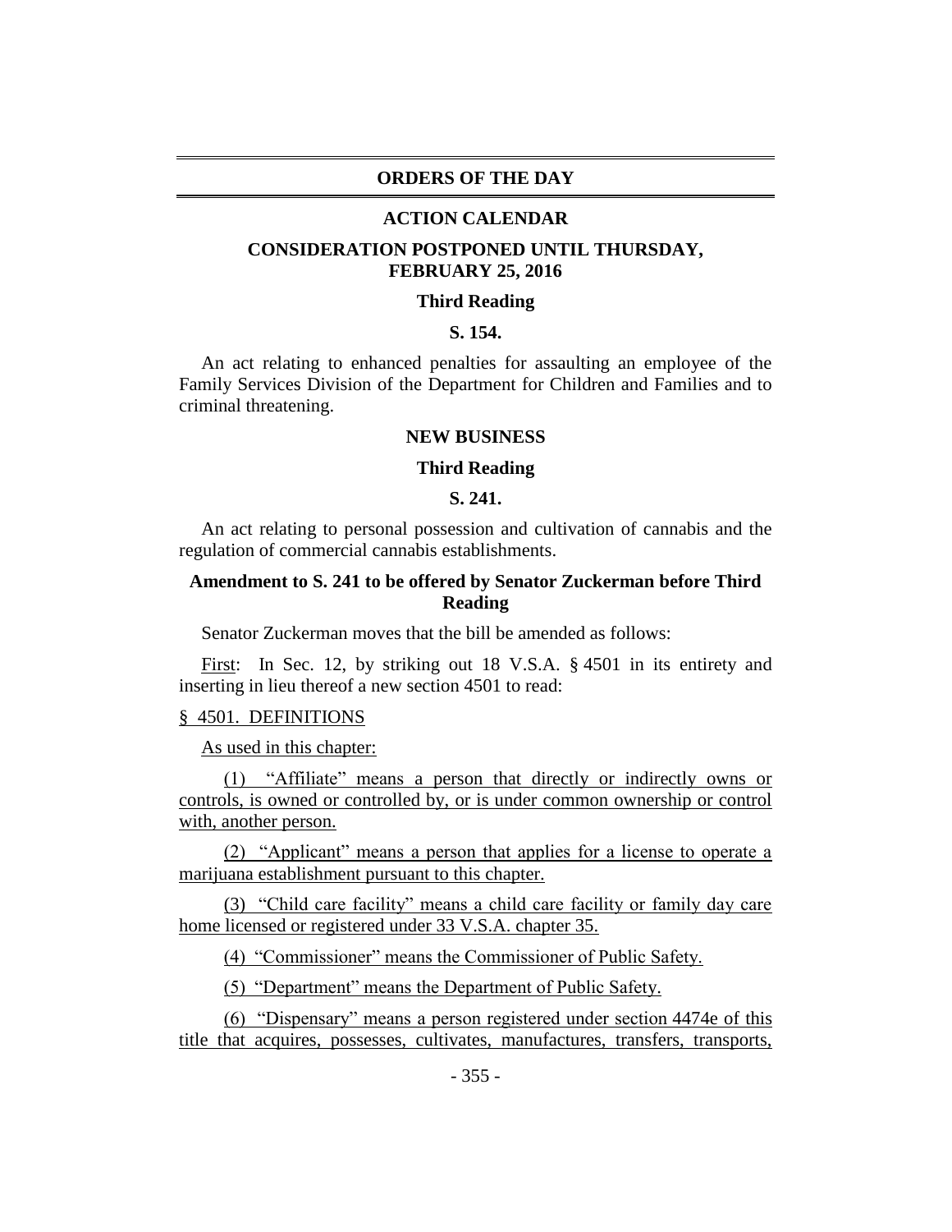## ORDERS OF THE DAY

### ACTION CALENDAR

### CONSIDERATION POSTPONED UNTIL THURSDAY, FEBRUARY 25, 2016

**Third Reading**

**S. 154.**

An act relating to enhanced penalties for assaulting an employee of the Family Services Division of the Department for Children and Families and to criminal threatening.

### NEW BUSINESS

**Third Reading**

**S. 241.**

An act relating to personal possession and cultivation of cannabis and the regulation of commercial cannabis establishments.

**Amendment to S. 241 to be offered by Senator Zuckerman before Third Reading**

Senator Zuckerman moves that the bill be amended as follows:

First: In Sec. 12, by striking out 18 V.S.A. § 4501 in its entirety and inserting in lieu thereof a new section 4501 to read:

§ 4501. DEFINITIONS

As used in this chapter:

(1) "Affiliate" means a person that directly or indirectly owns or controls, is owned or controlled by, or is under common ownership or control with, another person.

(2) "Applicant" means a person that applies for a license to operate a marijuana establishment pursuant to this chapter.

(3) "Child care facility" means a child care facility or family day care home licensed or registered under 33 V.S.A. chapter 35.

(4) "Commissioner" means the Commissioner of Public Safety.

(5) "Department" means the Department of Public Safety.

(6) "Dispensary" means a person registered under section 4474e of this title that acquires, possesses, cultivates, manufactures, transfers, transports,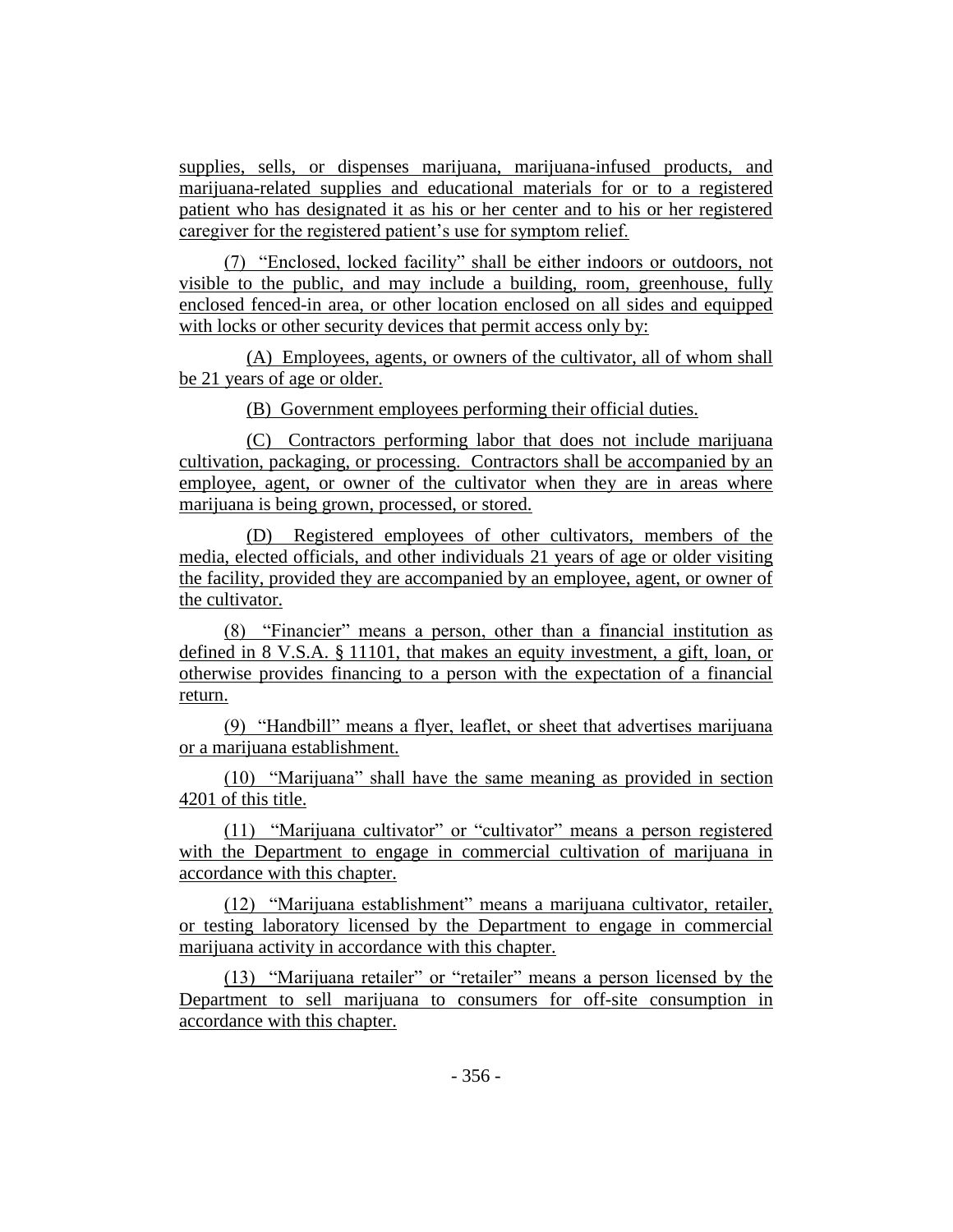supplies, sells, or dispenses marijuana, marijuana-infused products, and marijuana-related supplies and educational materials for or to a registered patient who has designated it as his or her center and to his or her registered caregiver for the registered patient's use for symptom relief.

(7) "Enclosed, locked facility" shall be either indoors or outdoors, not visible to the public, and may include a building, room, greenhouse, fully enclosed fenced-in area, or other location enclosed on all sides and equipped with locks or other security devices that permit access only by:

(A) Employees, agents, or owners of the cultivator, all of whom shall be 21 years of age or older.

(B) Government employees performing their official duties.

(C) Contractors performing labor that does not include marijuana cultivation, packaging, or processing. Contractors shall be accompanied by an employee, agent, or owner of the cultivator when they are in areas where marijuana is being grown, processed, or stored.

(D) Registered employees of other cultivators, members of the media, elected officials, and other individuals 21 years of age or older visiting the facility, provided they are accompanied by an employee, agent, or owner of the cultivator.

(8) "Financier" means a person, other than a financial institution as defined in 8 V.S.A. § 11101, that makes an equity investment, a gift, loan, or otherwise provides financing to a person with the expectation of a financial return.

(9) "Handbill" means a flyer, leaflet, or sheet that advertises marijuana or a marijuana establishment.

(10) "Marijuana" shall have the same meaning as provided in section 4201 of this title.

(11) "Marijuana cultivator" or "cultivator" means a person registered with the Department to engage in commercial cultivation of marijuana in accordance with this chapter.

(12) "Marijuana establishment" means a marijuana cultivator, retailer, or testing laboratory licensed by the Department to engage in commercial marijuana activity in accordance with this chapter.

(13) "Marijuana retailer" or "retailer" means a person licensed by the Department to sell marijuana to consumers for off-site consumption in accordance with this chapter.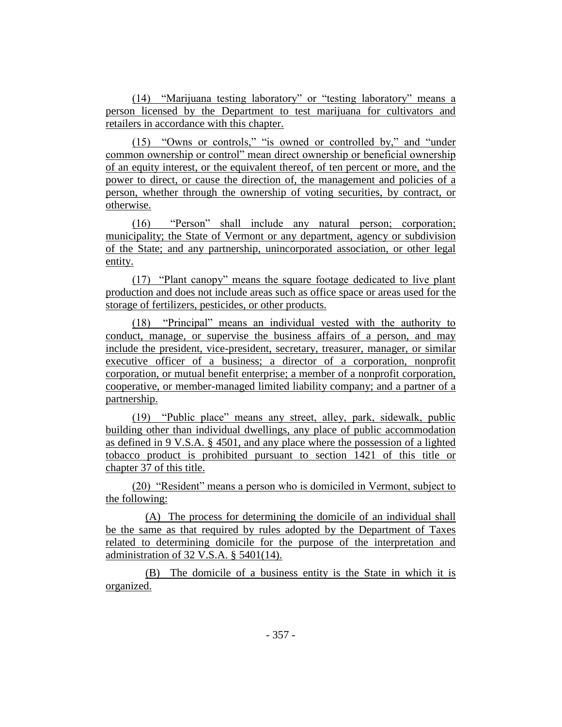(14) "Marijuana testing laboratory" or "testing laboratory" means a person licensed by the Department to test marijuana for cultivators and retailers in accordance with this chapter.

(15) "Owns or controls," "is owned or controlled by," and "under common ownership or control" mean direct ownership or beneficial ownership of an equity interest, or the equivalent thereof, of ten percent or more, and the power to direct, or cause the direction of, the management and policies of a person, whether through the ownership of voting securities, by contract, or otherwise.

(16) "Person" shall include any natural person; corporation; municipality; the State of Vermont or any department, agency or subdivision of the State; and any partnership, unincorporated association, or other legal entity.

(17) "Plant canopy" means the square footage dedicated to live plant production and does not include areas such as office space or areas used for the storage of fertilizers, pesticides, or other products.

(18) "Principal" means an individual vested with the authority to conduct, manage, or supervise the business affairs of a person, and may include the president, vice-president, secretary, treasurer, manager, or similar executive officer of a business; a director of a corporation, nonprofit corporation, or mutual benefit enterprise; a member of a nonprofit corporation, cooperative, or member-managed limited liability company; and a partner of a partnership.

(19) "Public place" means any street, alley, park, sidewalk, public building other than individual dwellings, any place of public accommodation as defined in 9 V.S.A. § 4501, and any place where the possession of a lighted tobacco product is prohibited pursuant to section 1421 of this title or chapter 37 of this title.

(20) "Resident" means a person who is domiciled in Vermont, subject to the following:

(A) The process for determining the domicile of an individual shall be the same as that required by rules adopted by the Department of Taxes related to determining domicile for the purpose of the interpretation and administration of 32 V.S.A. § 5401(14).

(B) The domicile of a business entity is the State in which it is organized.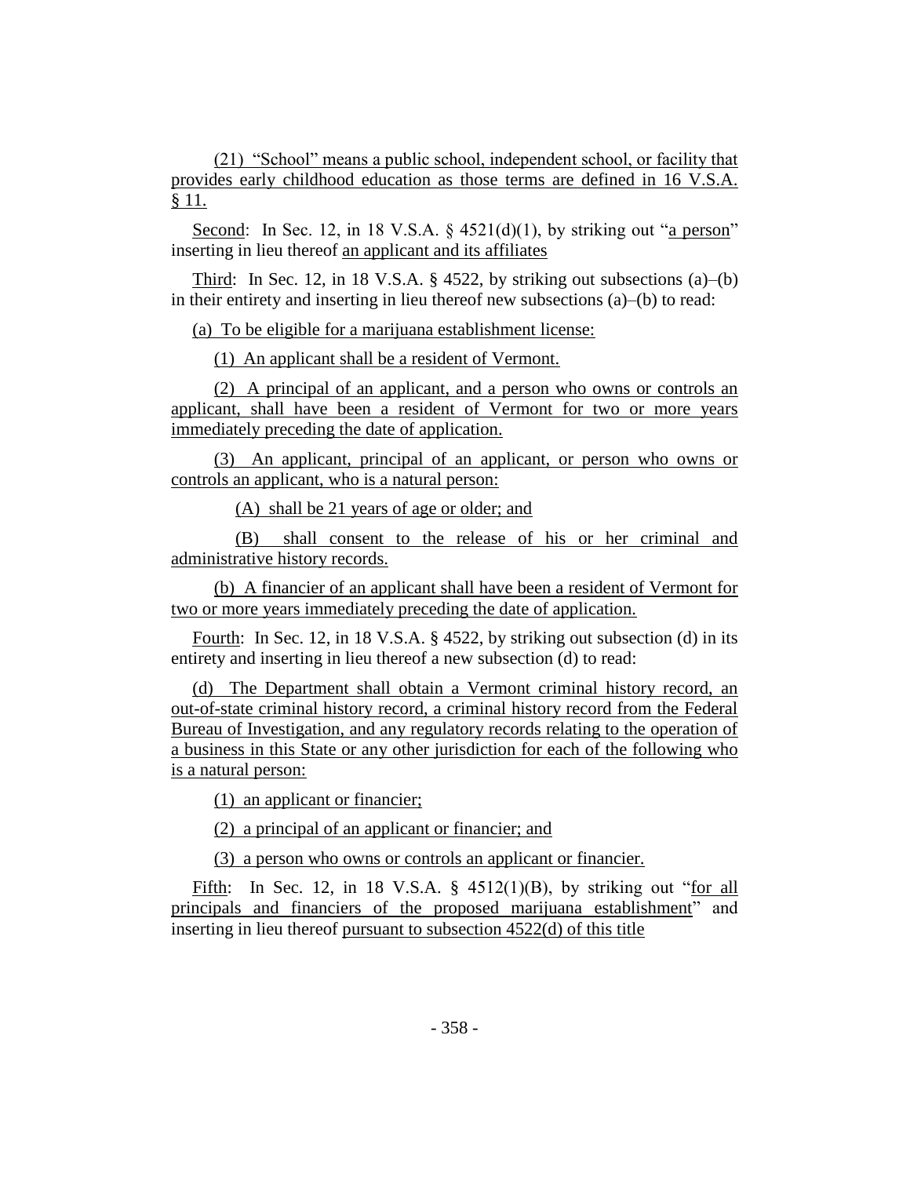(21) "School" means a public school, independent school, or facility that provides early childhood education as those terms are defined in 16 V.S.A. § 11.

Second: In Sec. 12, in 18 V.S.A. § 4521(d)(1), by striking out "a person" inserting in lieu thereof an applicant and its affiliates

Third: In Sec. 12, in 18 V.S.A. § 4522, by striking out subsections (a)–(b) in their entirety and inserting in lieu thereof new subsections (a)–(b) to read:

(a) To be eligible for a marijuana establishment license:

(1) An applicant shall be a resident of Vermont.

(2) A principal of an applicant, and a person who owns or controls an applicant, shall have been a resident of Vermont for two or more years immediately preceding the date of application.

(3) An applicant, principal of an applicant, or person who owns or controls an applicant, who is a natural person:

(A) shall be 21 years of age or older; and

(B) shall consent to the release of his or her criminal and administrative history records.

(b) A financier of an applicant shall have been a resident of Vermont for two or more years immediately preceding the date of application.

Fourth: In Sec. 12, in 18 V.S.A. § 4522, by striking out subsection (d) in its entirety and inserting in lieu thereof a new subsection (d) to read:

(d) The Department shall obtain a Vermont criminal history record, an out-of-state criminal history record, a criminal history record from the Federal Bureau of Investigation, and any regulatory records relating to the operation of a business in this State or any other jurisdiction for each of the following who is a natural person:

(1) an applicant or financier;

(2) a principal of an applicant or financier; and

(3) a person who owns or controls an applicant or financier.

Fifth: In Sec. 12, in 18 V.S.A. § 4512(1)(B), by striking out "for all principals and financiers of the proposed marijuana establishment" and inserting in lieu thereof pursuant to subsection 4522(d) of this title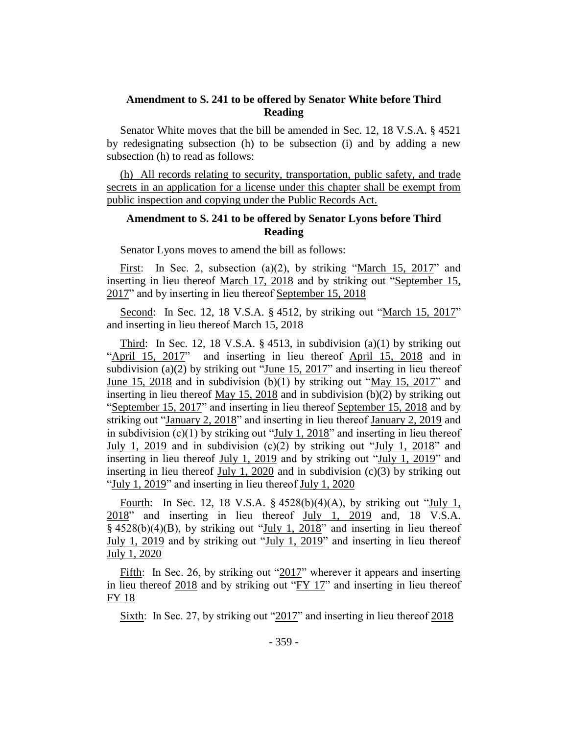### Amendment to S. 241 to be offered by Senator White before Third Reading

Senator White moves that the bill be amended in Sec. 12, 18 V.S.A. § 4521 by redesignating subsection (h) to be subsection (i) and by adding a new subsection (h) to read as follows:

(h) All records relating to security, transportation, public safety, and trade secrets in an application for a license under this chapter shall be exempt from public inspection and copying under the Public Records Act.

### Amendment to S. 241 to be offered by Senator Lyons before Third Reading

Senator Lyons moves to amend the bill as follows:

First: In Sec. 2, subsection (a)(2), by striking "March 15, 2017" and inserting in lieu thereof March 17, 2018 and by striking out "September 15, 2017" and by inserting in lieu thereof September 15, 2018

Second: In Sec. 12, 18 V.S.A. § 4512, by striking out "March 15, 2017" and inserting in lieu thereof March 15, 2018

Third: In Sec. 12, 18 V.S.A. § 4513, in subdivision (a)(1) by striking out "April 15, 2017" and inserting in lieu thereof April 15, 2018 and in subdivision (a)(2) by striking out "June 15, 2017" and inserting in lieu thereof June 15, 2018 and in subdivision (b)(1) by striking out "May 15, 2017" and inserting in lieu thereof May 15, 2018 and in subdivision (b)(2) by striking out "September 15, 2017" and inserting in lieu thereof September 15, 2018 and by striking out "January 2, 2018" and inserting in lieu thereof January 2, 2019 and in subdivision (c)(1) by striking out "July 1, 2018" and inserting in lieu thereof July 1, 2019 and in subdivision (c)(2) by striking out "July 1, 2018" and inserting in lieu thereof July 1, 2019 and by striking out "July 1, 2019" and inserting in lieu thereof July 1, 2020 and in subdivision (c)(3) by striking out "July 1, 2019" and inserting in lieu thereof July 1, 2020

Fourth: In Sec. 12, 18 V.S.A. § 4528(b)(4)(A), by striking out "July 1, 2018" and inserting in lieu thereof July 1, 2019 and, 18 V.S.A. § 4528(b)(4)(B), by striking out "July 1, 2018" and inserting in lieu thereof July 1, 2019 and by striking out "July 1, 2019" and inserting in lieu thereof July 1, 2020

Fifth: In Sec. 26, by striking out "2017" wherever it appears and inserting in lieu thereof 2018 and by striking out "FY 17" and inserting in lieu thereof FY 18

Sixth: In Sec. 27, by striking out "2017" and inserting in lieu thereof 2018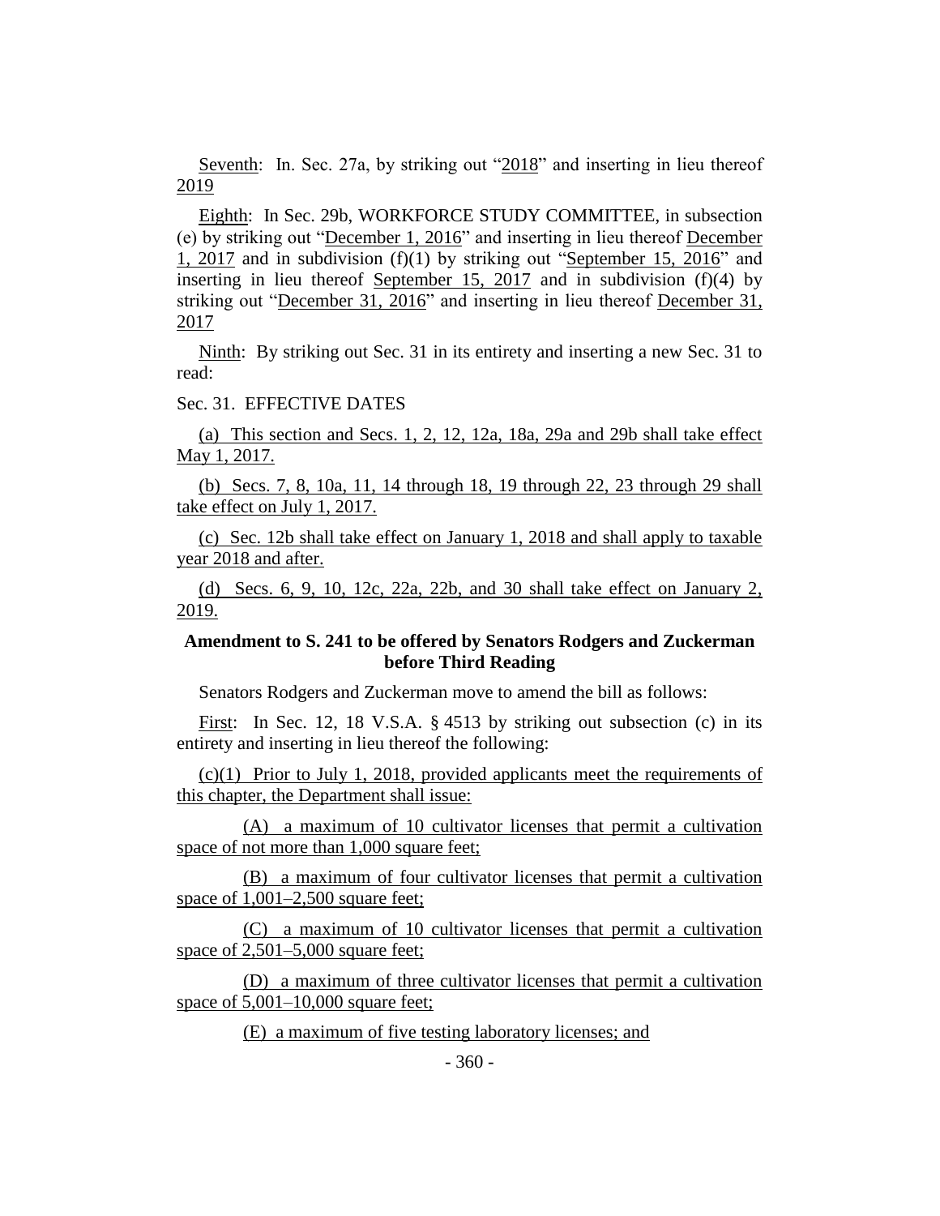Seventh: In. Sec. 27a, by striking out "2018" and inserting in lieu thereof 2019

Eighth: In Sec. 29b, WORKFORCE STUDY COMMITTEE, in subsection (e) by striking out "December 1, 2016" and inserting in lieu thereof December 1, 2017 and in subdivision (f)(1) by striking out "September 15, 2016" and inserting in lieu thereof September 15, 2017 and in subdivision (f)(4) by striking out "December 31, 2016" and inserting in lieu thereof December 31, 2017

Ninth: By striking out Sec. 31 in its entirety and inserting a new Sec. 31 to read:

Sec. 31. EFFECTIVE DATES

(a) This section and Secs. 1, 2, 12, 12a, 18a, 29a and 29b shall take effect May 1, 2017.

(b) Secs. 7, 8, 10a, 11, 14 through 18, 19 through 22, 23 through 29 shall take effect on July 1, 2017.

(c) Sec. 12b shall take effect on January 1, 2018 and shall apply to taxable year 2018 and after.

(d) Secs. 6, 9, 10, 12c, 22a, 22b, and 30 shall take effect on January 2, 2019.

**Amendment to S. 241 to be offered by Senators Rodgers and Zuckerman before Third Reading**

Senators Rodgers and Zuckerman move to amend the bill as follows:

First: In Sec. 12, 18 V.S.A. § 4513 by striking out subsection (c) in its entirety and inserting in lieu thereof the following:

(c)(1) Prior to July 1, 2018, provided applicants meet the requirements of this chapter, the Department shall issue:

(A) a maximum of 10 cultivator licenses that permit a cultivation space of not more than 1,000 square feet;

(B) a maximum of four cultivator licenses that permit a cultivation space of 1,001–2,500 square feet;

(C) a maximum of 10 cultivator licenses that permit a cultivation space of 2,501–5,000 square feet;

(D) a maximum of three cultivator licenses that permit a cultivation space of 5,001–10,000 square feet;

(E) a maximum of five testing laboratory licenses; and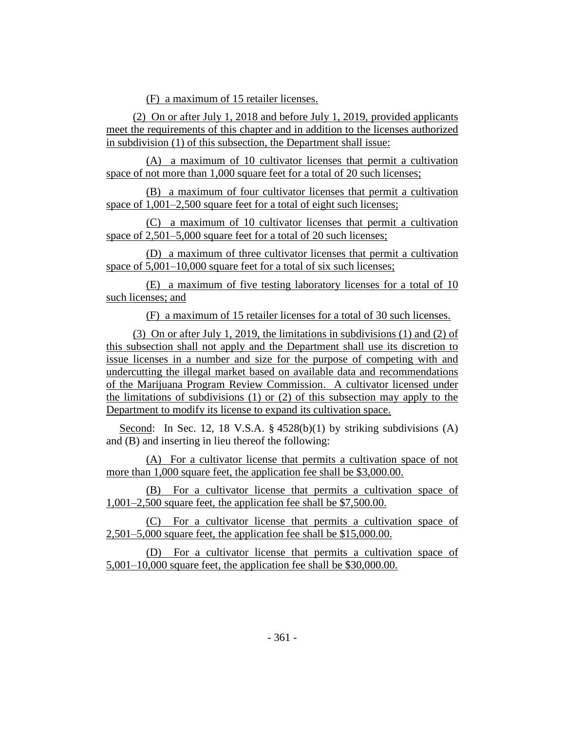(F) a maximum of 15 retailer licenses.

(2) On or after July 1, 2018 and before July 1, 2019, provided applicants meet the requirements of this chapter and in addition to the licenses authorized in subdivision (1) of this subsection, the Department shall issue:

(A) a maximum of 10 cultivator licenses that permit a cultivation space of not more than 1,000 square feet for a total of 20 such licenses;

(B) a maximum of four cultivator licenses that permit a cultivation space of 1,001–2,500 square feet for a total of eight such licenses;

(C) a maximum of 10 cultivator licenses that permit a cultivation space of 2,501–5,000 square feet for a total of 20 such licenses;

(D) a maximum of three cultivator licenses that permit a cultivation space of 5,001–10,000 square feet for a total of six such licenses;

(E) a maximum of five testing laboratory licenses for a total of 10 such licenses; and

(F) a maximum of 15 retailer licenses for a total of 30 such licenses.

(3) On or after July 1, 2019, the limitations in subdivisions (1) and (2) of this subsection shall not apply and the Department shall use its discretion to issue licenses in a number and size for the purpose of competing with and undercutting the illegal market based on available data and recommendations of the Marijuana Program Review Commission. A cultivator licensed under the limitations of subdivisions (1) or (2) of this subsection may apply to the Department to modify its license to expand its cultivation space.

Second: In Sec. 12, 18 V.S.A. § 4528(b)(1) by striking subdivisions (A) and (B) and inserting in lieu thereof the following:

(A) For a cultivator license that permits a cultivation space of not more than 1,000 square feet, the application fee shall be $3,000.00.

(B) For a cultivator license that permits a cultivation space of 1,001–2,500 square feet, the application fee shall be $7,500.00.

(C) For a cultivator license that permits a cultivation space of 2,501–5,000 square feet, the application fee shall be $15,000.00.

(D) For a cultivator license that permits a cultivation space of 5,001–10,000 square feet, the application fee shall be $30,000.00.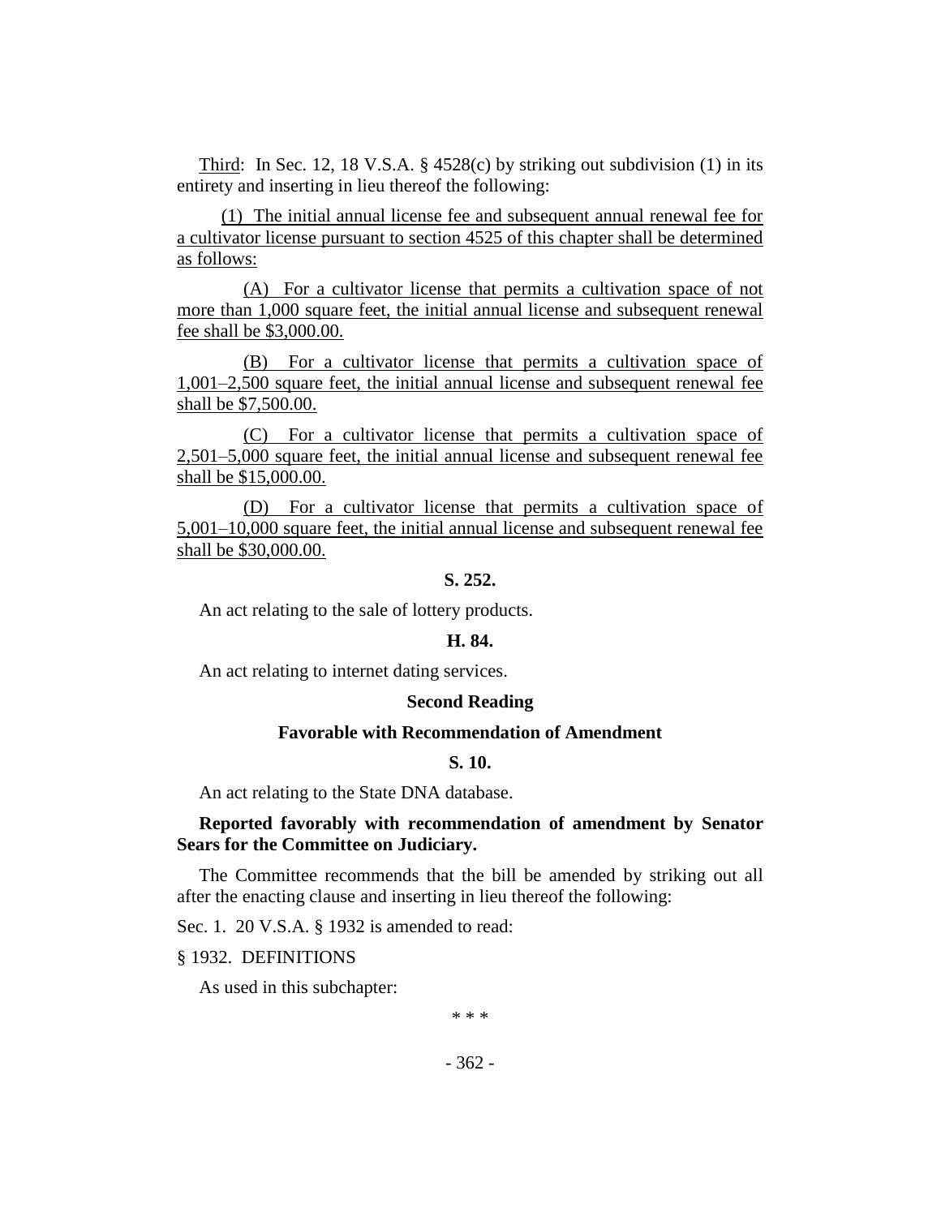Third: In Sec. 12, 18 V.S.A. § 4528(c) by striking out subdivision (1) in its entirety and inserting in lieu thereof the following:

(1) The initial annual license fee and subsequent annual renewal fee for a cultivator license pursuant to section 4525 of this chapter shall be determined as follows:

(A) For a cultivator license that permits a cultivation space of not more than 1,000 square feet, the initial annual license and subsequent renewal fee shall be $3,000.00.

(B) For a cultivator license that permits a cultivation space of 1,001–2,500 square feet, the initial annual license and subsequent renewal fee shall be $7,500.00.

(C) For a cultivator license that permits a cultivation space of 2,501–5,000 square feet, the initial annual license and subsequent renewal fee shall be $15,000.00.

(D) For a cultivator license that permits a cultivation space of 5,001–10,000 square feet, the initial annual license and subsequent renewal fee shall be $30,000.00.

**S. 252.**

An act relating to the sale of lottery products.

**H. 84.**

An act relating to internet dating services.

**Second Reading**

**Favorable with Recommendation of Amendment**

**S. 10.**

An act relating to the State DNA database.

**Reported favorably with recommendation of amendment by Senator Sears for the Committee on Judiciary.**

The Committee recommends that the bill be amended by striking out all after the enacting clause and inserting in lieu thereof the following:

Sec. 1. 20 V.S.A. § 1932 is amended to read:

§ 1932. DEFINITIONS

As used in this subchapter:

\* \* \*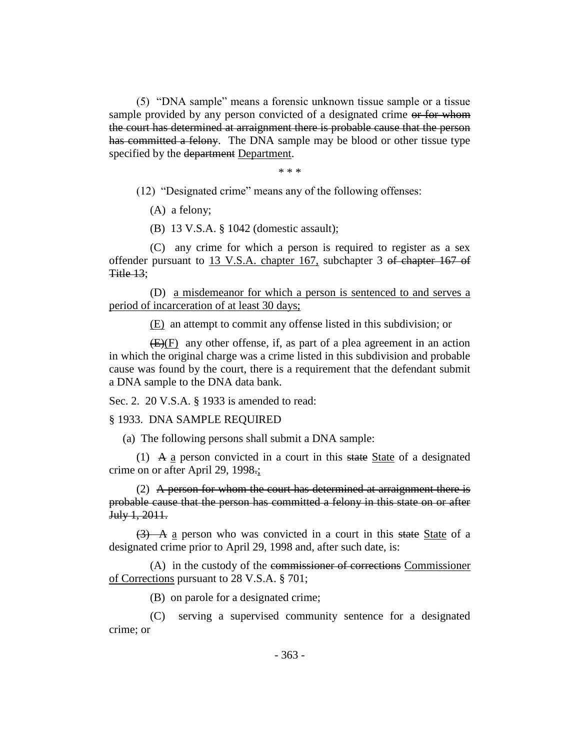(5) "DNA sample" means a forensic unknown tissue sample or a tissue sample provided by any person convicted of a designated crime ~~or for whom the court has determined at arraignment there is probable cause that the person has committed a felony~~. The DNA sample may be blood or other tissue type specified by the ~~department~~ Department.

\* \* \*

(12) "Designated crime" means any of the following offenses:

(A) a felony;

(B) 13 V.S.A. § 1042 (domestic assault);

(C) any crime for which a person is required to register as a sex offender pursuant to 13 V.S.A. chapter 167, subchapter 3 ~~of chapter 167 of Title 13~~;

(D) a misdemeanor for which a person is sentenced to and serves a period of incarceration of at least 30 days;

(E) an attempt to commit any offense listed in this subdivision; or

~~(E)~~(F) any other offense, if, as part of a plea agreement in an action in which the original charge was a crime listed in this subdivision and probable cause was found by the court, there is a requirement that the defendant submit a DNA sample to the DNA data bank.

Sec. 2. 20 V.S.A. § 1933 is amended to read:

§ 1933. DNA SAMPLE REQUIRED

(a) The following persons shall submit a DNA sample:

(1) ~~A~~ a person convicted in a court in this ~~state~~ State of a designated crime on or after April 29, 1998~~.~~;

(2) ~~A person for whom the court has determined at arraignment there is probable cause that the person has committed a felony in this state on or after July 1, 2011.~~

~~(3) A~~ a person who was convicted in a court in this ~~state~~ State of a designated crime prior to April 29, 1998 and, after such date, is:

(A) in the custody of the ~~commissioner of corrections~~ Commissioner of Corrections pursuant to 28 V.S.A. § 701;

(B) on parole for a designated crime;

(C) serving a supervised community sentence for a designated crime; or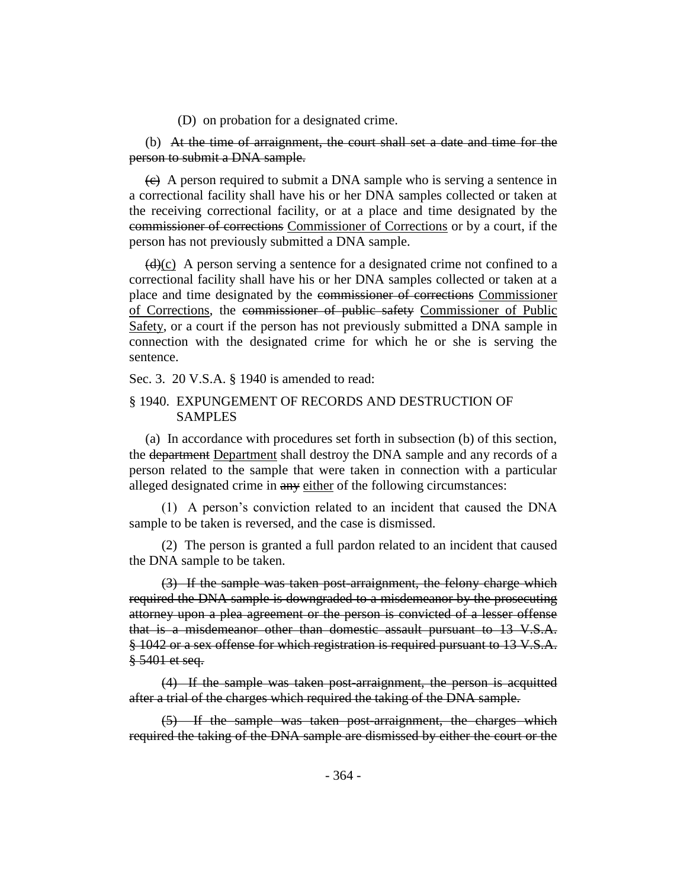(D) on probation for a designated crime.

(b) ~~At the time of arraignment, the court shall set a date and time for the person to submit a DNA sample.~~

~~(c)~~ A person required to submit a DNA sample who is serving a sentence in a correctional facility shall have his or her DNA samples collected or taken at the receiving correctional facility, or at a place and time designated by the ~~commissioner of corrections~~ <u>Commissioner of Corrections</u> or by a court, if the person has not previously submitted a DNA sample.

~~(d)~~<u>(c)</u> A person serving a sentence for a designated crime not confined to a correctional facility shall have his or her DNA samples collected or taken at a place and time designated by the ~~commissioner of corrections~~ <u>Commissioner of Corrections</u>, the ~~commissioner of public safety~~ <u>Commissioner of Public Safety</u>, or a court if the person has not previously submitted a DNA sample in connection with the designated crime for which he or she is serving the sentence.

Sec. 3. 20 V.S.A. § 1940 is amended to read:

§ 1940. EXPUNGEMENT OF RECORDS AND DESTRUCTION OF SAMPLES

(a) In accordance with procedures set forth in subsection (b) of this section, the ~~department~~ <u>Department</u> shall destroy the DNA sample and any records of a person related to the sample that were taken in connection with a particular alleged designated crime in ~~any~~ <u>either</u> of the following circumstances:

(1) A person's conviction related to an incident that caused the DNA sample to be taken is reversed, and the case is dismissed.

(2) The person is granted a full pardon related to an incident that caused the DNA sample to be taken.

~~(3) If the sample was taken post-arraignment, the felony charge which required the DNA sample is downgraded to a misdemeanor by the prosecuting attorney upon a plea agreement or the person is convicted of a lesser offense that is a misdemeanor other than domestic assault pursuant to 13 V.S.A. § 1042 or a sex offense for which registration is required pursuant to 13 V.S.A. § 5401 et seq.~~

~~(4) If the sample was taken post-arraignment, the person is acquitted after a trial of the charges which required the taking of the DNA sample.~~

~~(5) If the sample was taken post-arraignment, the charges which required the taking of the DNA sample are dismissed by either the court or the~~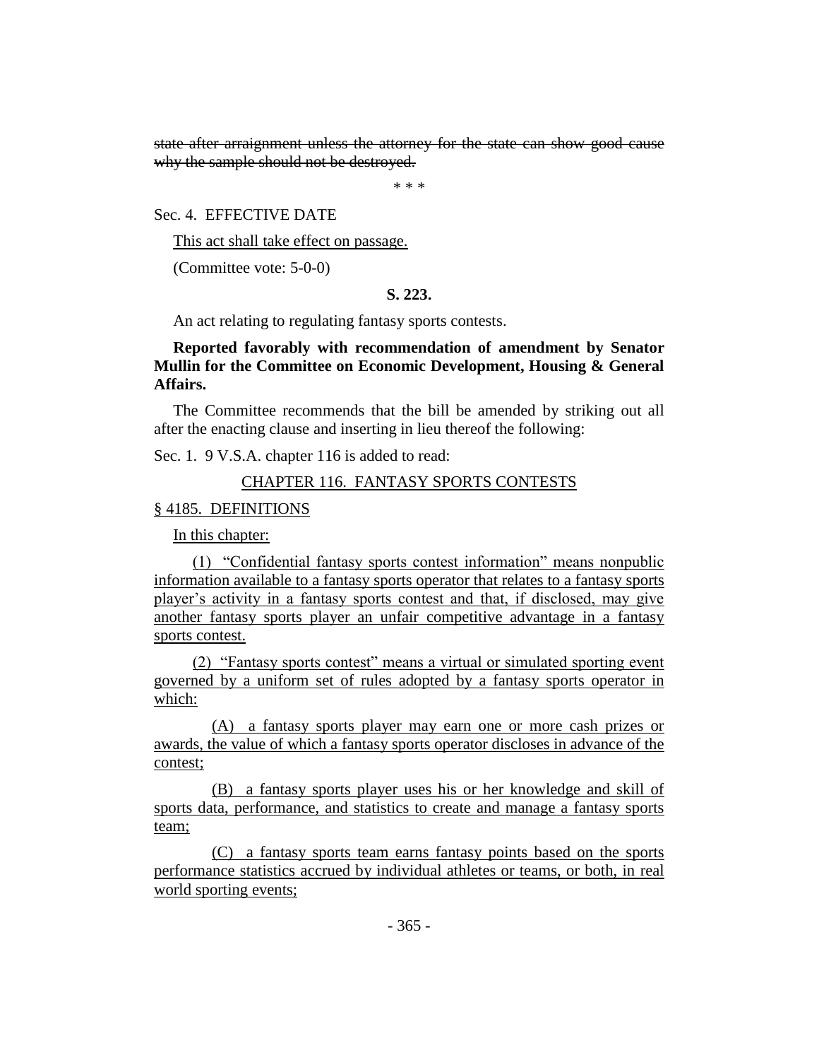~~state after arraignment unless the attorney for the state can show good cause why the sample should not be destroyed.~~

\* \* \*

Sec. 4. EFFECTIVE DATE

<u>This act shall take effect on passage.</u>

(Committee vote: 5-0-0)

**S. 223.**

An act relating to regulating fantasy sports contests.

**Reported favorably with recommendation of amendment by Senator Mullin for the Committee on Economic Development, Housing & General Affairs.**

The Committee recommends that the bill be amended by striking out all after the enacting clause and inserting in lieu thereof the following:

Sec. 1. 9 V.S.A. chapter 116 is added to read:

<u>CHAPTER 116. FANTASY SPORTS CONTESTS</u>

<u>§ 4185. DEFINITIONS</u>

<u>In this chapter:</u>

<u>(1) "Confidential fantasy sports contest information" means nonpublic information available to a fantasy sports operator that relates to a fantasy sports player's activity in a fantasy sports contest and that, if disclosed, may give another fantasy sports player an unfair competitive advantage in a fantasy sports contest.</u>

<u>(2) "Fantasy sports contest" means a virtual or simulated sporting event governed by a uniform set of rules adopted by a fantasy sports operator in which:</u>

<u>(A) a fantasy sports player may earn one or more cash prizes or awards, the value of which a fantasy sports operator discloses in advance of the contest;</u>

<u>(B) a fantasy sports player uses his or her knowledge and skill of sports data, performance, and statistics to create and manage a fantasy sports team;</u>

<u>(C) a fantasy sports team earns fantasy points based on the sports performance statistics accrued by individual athletes or teams, or both, in real world sporting events;</u>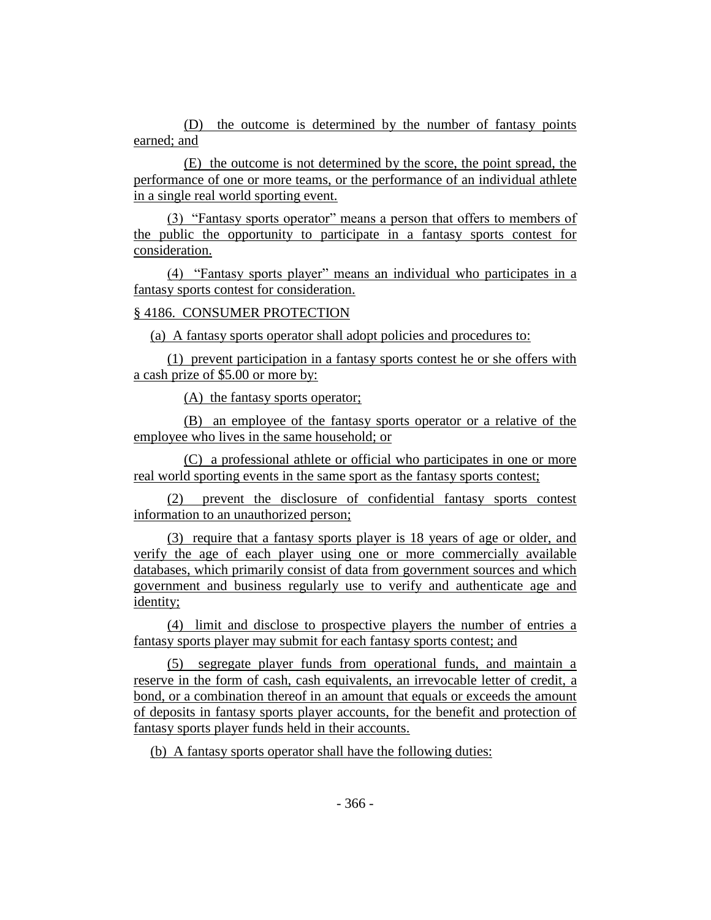(D) the outcome is determined by the number of fantasy points earned; and

(E) the outcome is not determined by the score, the point spread, the performance of one or more teams, or the performance of an individual athlete in a single real world sporting event.

(3) "Fantasy sports operator" means a person that offers to members of the public the opportunity to participate in a fantasy sports contest for consideration.

(4) "Fantasy sports player" means an individual who participates in a fantasy sports contest for consideration.

§ 4186. CONSUMER PROTECTION

(a) A fantasy sports operator shall adopt policies and procedures to:

(1) prevent participation in a fantasy sports contest he or she offers with a cash prize of $5.00 or more by:

(A) the fantasy sports operator;

(B) an employee of the fantasy sports operator or a relative of the employee who lives in the same household; or

(C) a professional athlete or official who participates in one or more real world sporting events in the same sport as the fantasy sports contest;

(2) prevent the disclosure of confidential fantasy sports contest information to an unauthorized person;

(3) require that a fantasy sports player is 18 years of age or older, and verify the age of each player using one or more commercially available databases, which primarily consist of data from government sources and which government and business regularly use to verify and authenticate age and identity;

(4) limit and disclose to prospective players the number of entries a fantasy sports player may submit for each fantasy sports contest; and

(5) segregate player funds from operational funds, and maintain a reserve in the form of cash, cash equivalents, an irrevocable letter of credit, a bond, or a combination thereof in an amount that equals or exceeds the amount of deposits in fantasy sports player accounts, for the benefit and protection of fantasy sports player funds held in their accounts.

(b) A fantasy sports operator shall have the following duties: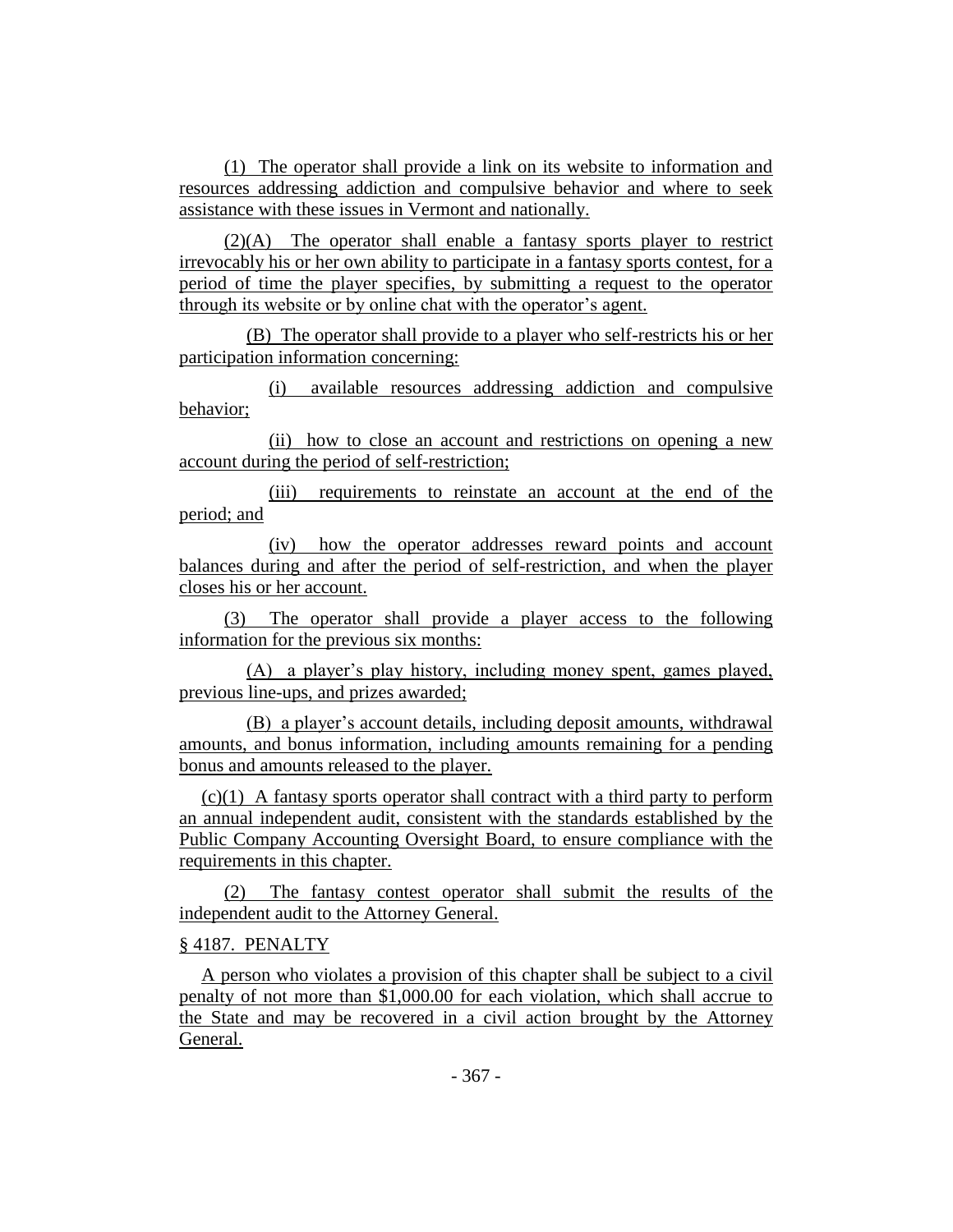(1) The operator shall provide a link on its website to information and resources addressing addiction and compulsive behavior and where to seek assistance with these issues in Vermont and nationally.

(2)(A) The operator shall enable a fantasy sports player to restrict irrevocably his or her own ability to participate in a fantasy sports contest, for a period of time the player specifies, by submitting a request to the operator through its website or by online chat with the operator's agent.

(B) The operator shall provide to a player who self-restricts his or her participation information concerning:

(i) available resources addressing addiction and compulsive behavior;

(ii) how to close an account and restrictions on opening a new account during the period of self-restriction;

(iii) requirements to reinstate an account at the end of the period; and

(iv) how the operator addresses reward points and account balances during and after the period of self-restriction, and when the player closes his or her account.

(3) The operator shall provide a player access to the following information for the previous six months:

(A) a player's play history, including money spent, games played, previous line-ups, and prizes awarded;

(B) a player's account details, including deposit amounts, withdrawal amounts, and bonus information, including amounts remaining for a pending bonus and amounts released to the player.

(c)(1) A fantasy sports operator shall contract with a third party to perform an annual independent audit, consistent with the standards established by the Public Company Accounting Oversight Board, to ensure compliance with the requirements in this chapter.

(2) The fantasy contest operator shall submit the results of the independent audit to the Attorney General.

§ 4187. PENALTY

A person who violates a provision of this chapter shall be subject to a civil penalty of not more than $1,000.00 for each violation, which shall accrue to the State and may be recovered in a civil action brought by the Attorney General.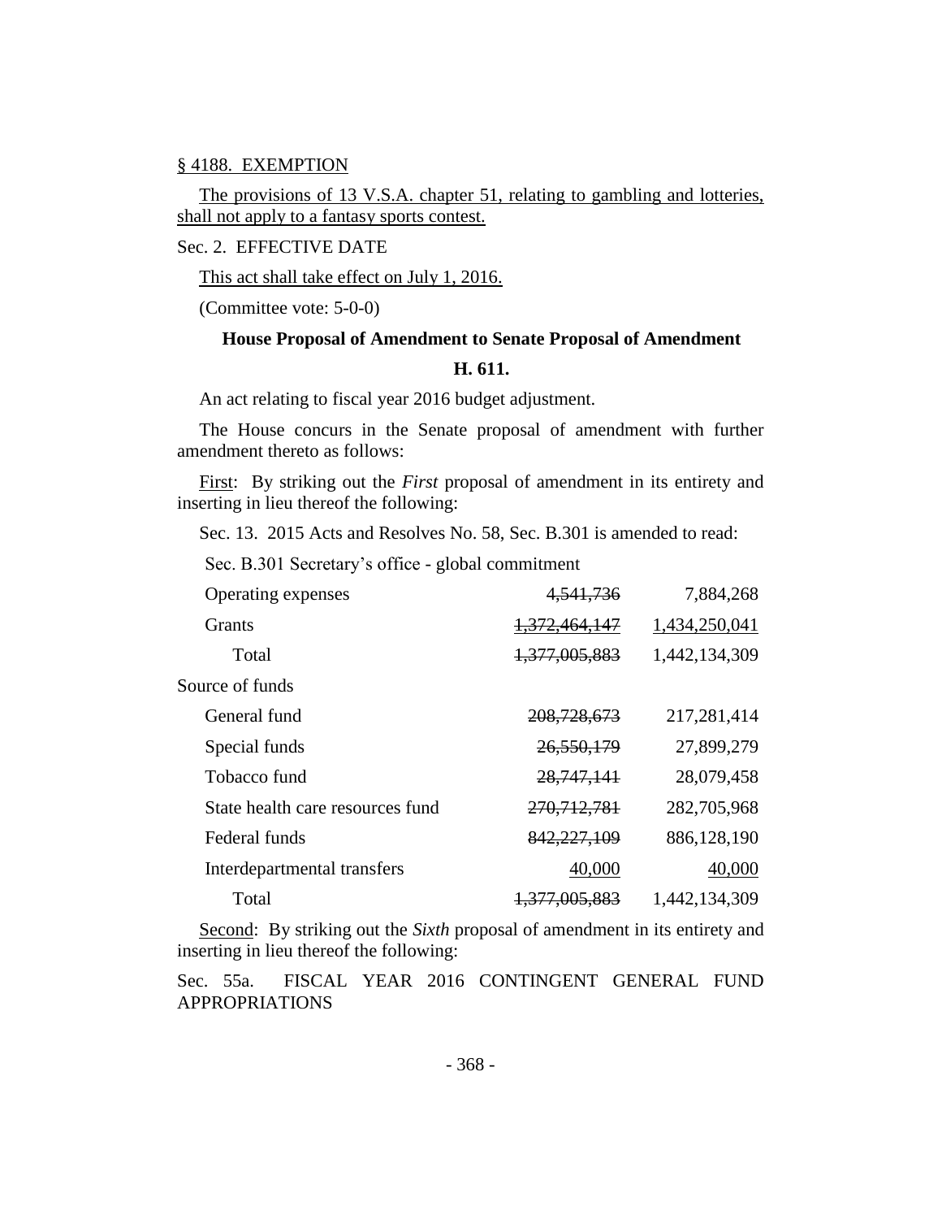§ 4188. EXEMPTION

The provisions of 13 V.S.A. chapter 51, relating to gambling and lotteries, shall not apply to a fantasy sports contest.

Sec. 2. EFFECTIVE DATE

This act shall take effect on July 1, 2016.

(Committee vote: 5-0-0)

**House Proposal of Amendment to Senate Proposal of Amendment**

**H. 611.**

An act relating to fiscal year 2016 budget adjustment.

The House concurs in the Senate proposal of amendment with further amendment thereto as follows:

First: By striking out the *First* proposal of amendment in its entirety and inserting in lieu thereof the following:

Sec. 13. 2015 Acts and Resolves No. 58, Sec. B.301 is amended to read:

Sec. B.301 Secretary's office - global commitment

| | | |
|---|---|---|
| Operating expenses | ~~4,541,736~~ | 7,884,268 |
| Grants | ~~1,372,464,147~~ | 1,434,250,041 |
| Total | ~~1,377,005,883~~ | 1,442,134,309 |
| Source of funds | | |
| General fund | ~~208,728,673~~ | 217,281,414 |
| Special funds | ~~26,550,179~~ | 27,899,279 |
| Tobacco fund | ~~28,747,141~~ | 28,079,458 |
| State health care resources fund | ~~270,712,781~~ | 282,705,968 |
| Federal funds | ~~842,227,109~~ | 886,128,190 |
| Interdepartmental transfers | 40,000 | 40,000 |
| Total | ~~1,377,005,883~~ | 1,442,134,309 |

Second: By striking out the *Sixth* proposal of amendment in its entirety and inserting in lieu thereof the following:

Sec. 55a. FISCAL YEAR 2016 CONTINGENT GENERAL FUND APPROPRIATIONS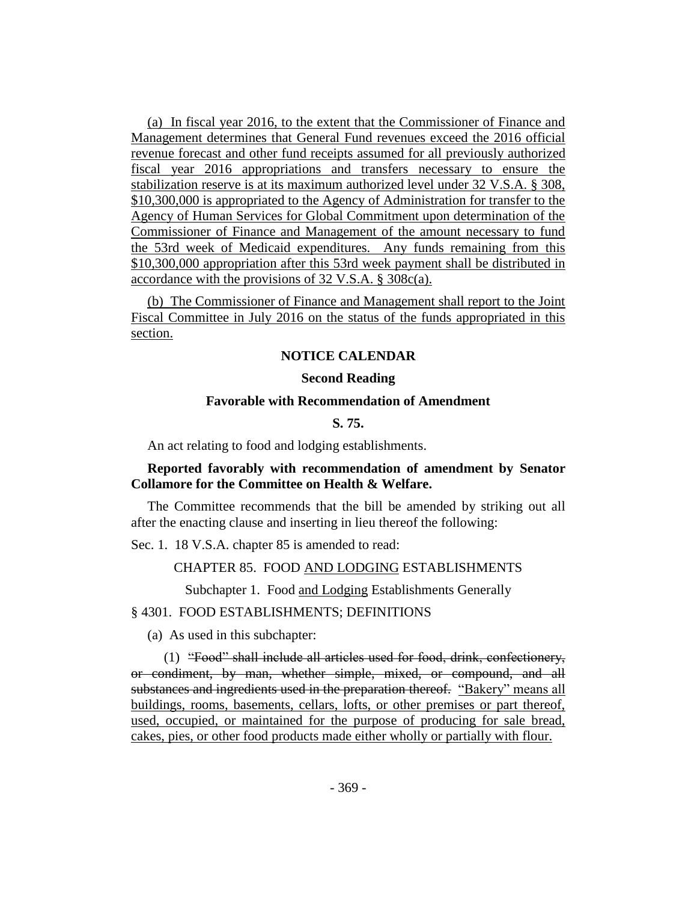(a) In fiscal year 2016, to the extent that the Commissioner of Finance and Management determines that General Fund revenues exceed the 2016 official revenue forecast and other fund receipts assumed for all previously authorized fiscal year 2016 appropriations and transfers necessary to ensure the stabilization reserve is at its maximum authorized level under 32 V.S.A. § 308, $10,300,000 is appropriated to the Agency of Administration for transfer to the Agency of Human Services for Global Commitment upon determination of the Commissioner of Finance and Management of the amount necessary to fund the 53rd week of Medicaid expenditures. Any funds remaining from this $10,300,000 appropriation after this 53rd week payment shall be distributed in accordance with the provisions of 32 V.S.A. § 308c(a).

(b) The Commissioner of Finance and Management shall report to the Joint Fiscal Committee in July 2016 on the status of the funds appropriated in this section.

## NOTICE CALENDAR

### Second Reading

### Favorable with Recommendation of Amendment

### S. 75.

An act relating to food and lodging establishments.

**Reported favorably with recommendation of amendment by Senator Collamore for the Committee on Health & Welfare.**

The Committee recommends that the bill be amended by striking out all after the enacting clause and inserting in lieu thereof the following:

Sec. 1. 18 V.S.A. chapter 85 is amended to read:

CHAPTER 85. FOOD AND LODGING ESTABLISHMENTS

Subchapter 1. Food and Lodging Establishments Generally

§ 4301. FOOD ESTABLISHMENTS; DEFINITIONS

(a) As used in this subchapter:

(1) ~~"Food" shall include all articles used for food, drink, confectionery, or condiment, by man, whether simple, mixed, or compound, and all substances and ingredients used in the preparation thereof.~~ "Bakery" means all buildings, rooms, basements, cellars, lofts, or other premises or part thereof, used, occupied, or maintained for the purpose of producing for sale bread, cakes, pies, or other food products made either wholly or partially with flour.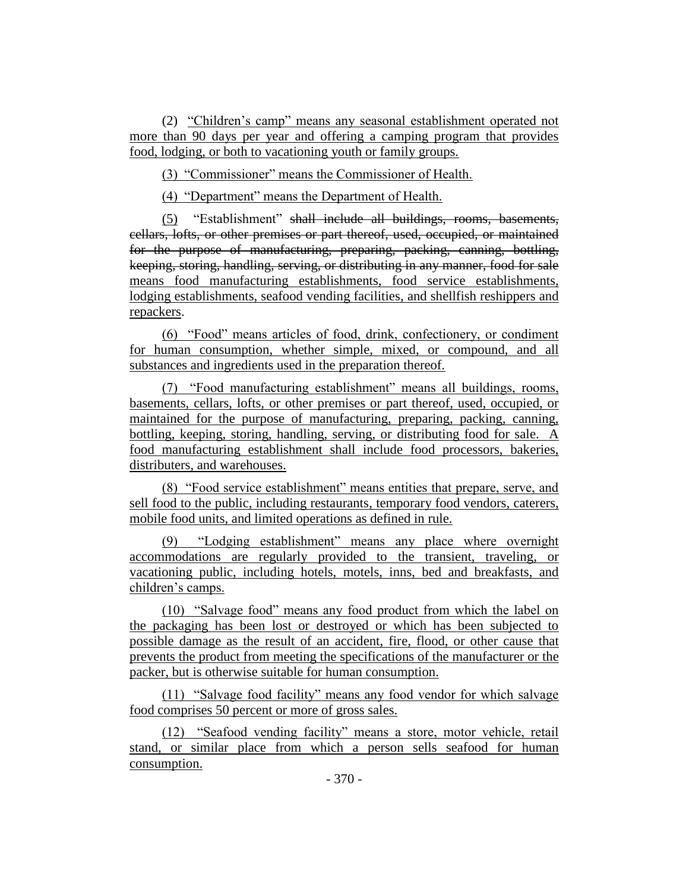(2) "Children's camp" means any seasonal establishment operated not more than 90 days per year and offering a camping program that provides food, lodging, or both to vacationing youth or family groups.

(3) "Commissioner" means the Commissioner of Health.

(4) "Department" means the Department of Health.

(5) "Establishment" ~~shall include all buildings, rooms, basements, cellars, lofts, or other premises or part thereof, used, occupied, or maintained for the purpose of manufacturing, preparing, packing, canning, bottling, keeping, storing, handling, serving, or distributing in any manner, food for sale~~ means food manufacturing establishments, food service establishments, lodging establishments, seafood vending facilities, and shellfish reshippers and repackers.

(6) "Food" means articles of food, drink, confectionery, or condiment for human consumption, whether simple, mixed, or compound, and all substances and ingredients used in the preparation thereof.

(7) "Food manufacturing establishment" means all buildings, rooms, basements, cellars, lofts, or other premises or part thereof, used, occupied, or maintained for the purpose of manufacturing, preparing, packing, canning, bottling, keeping, storing, handling, serving, or distributing food for sale. A food manufacturing establishment shall include food processors, bakeries, distributers, and warehouses.

(8) "Food service establishment" means entities that prepare, serve, and sell food to the public, including restaurants, temporary food vendors, caterers, mobile food units, and limited operations as defined in rule.

(9) "Lodging establishment" means any place where overnight accommodations are regularly provided to the transient, traveling, or vacationing public, including hotels, motels, inns, bed and breakfasts, and children's camps.

(10) "Salvage food" means any food product from which the label on the packaging has been lost or destroyed or which has been subjected to possible damage as the result of an accident, fire, flood, or other cause that prevents the product from meeting the specifications of the manufacturer or the packer, but is otherwise suitable for human consumption.

(11) "Salvage food facility" means any food vendor for which salvage food comprises 50 percent or more of gross sales.

(12) "Seafood vending facility" means a store, motor vehicle, retail stand, or similar place from which a person sells seafood for human consumption.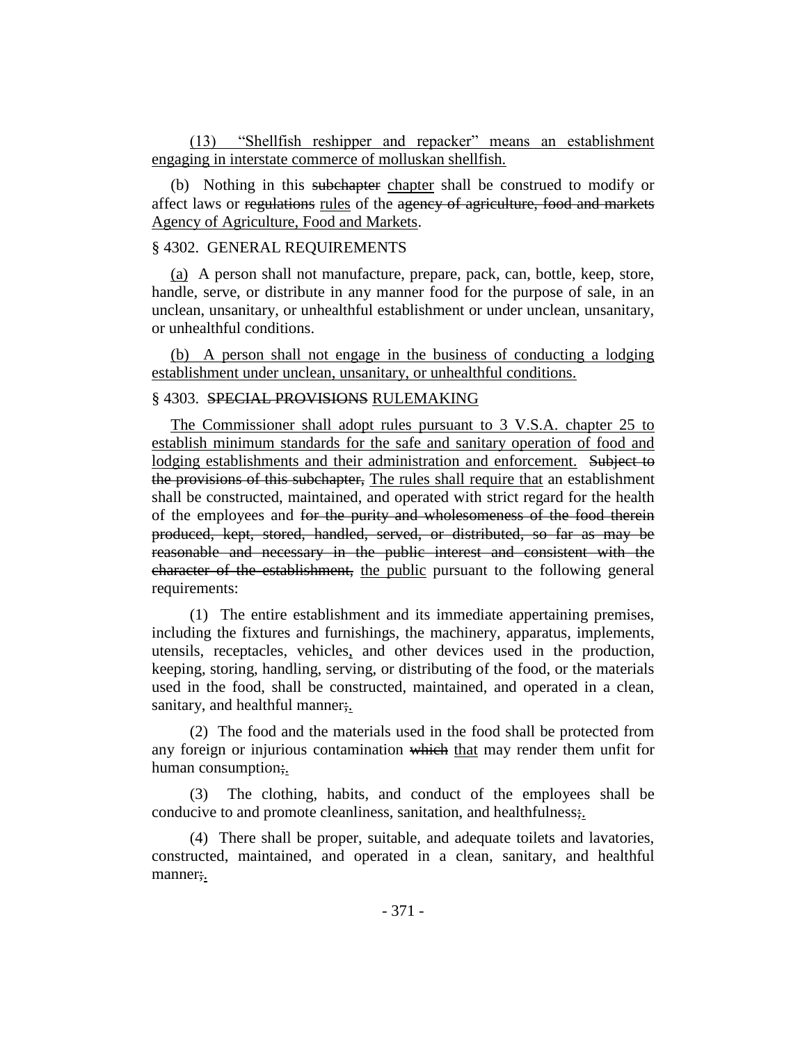(13) "Shellfish reshipper and repacker" means an establishment engaging in interstate commerce of molluskan shellfish.

(b) Nothing in this ~~subchapter~~ chapter shall be construed to modify or affect laws or ~~regulations~~ rules of the ~~agency of agriculture, food and markets~~ Agency of Agriculture, Food and Markets.

§ 4302. GENERAL REQUIREMENTS

(a) A person shall not manufacture, prepare, pack, can, bottle, keep, store, handle, serve, or distribute in any manner food for the purpose of sale, in an unclean, unsanitary, or unhealthful establishment or under unclean, unsanitary, or unhealthful conditions.

(b) A person shall not engage in the business of conducting a lodging establishment under unclean, unsanitary, or unhealthful conditions.

§ 4303. ~~SPECIAL PROVISIONS~~ RULEMAKING

The Commissioner shall adopt rules pursuant to 3 V.S.A. chapter 25 to establish minimum standards for the safe and sanitary operation of food and lodging establishments and their administration and enforcement. ~~Subject to the provisions of this subchapter,~~ The rules shall require that an establishment shall be constructed, maintained, and operated with strict regard for the health of the employees and ~~for the purity and wholesomeness of the food therein produced, kept, stored, handled, served, or distributed, so far as may be reasonable and necessary in the public interest and consistent with the character of the establishment,~~ the public pursuant to the following general requirements:

(1) The entire establishment and its immediate appertaining premises, including the fixtures and furnishings, the machinery, apparatus, implements, utensils, receptacles, vehicles, and other devices used in the production, keeping, storing, handling, serving, or distributing of the food, or the materials used in the food, shall be constructed, maintained, and operated in a clean, sanitary, and healthful manner~~;~~.

(2) The food and the materials used in the food shall be protected from any foreign or injurious contamination ~~which~~ that may render them unfit for human consumption~~;~~.

(3) The clothing, habits, and conduct of the employees shall be conducive to and promote cleanliness, sanitation, and healthfulness~~;~~.

(4) There shall be proper, suitable, and adequate toilets and lavatories, constructed, maintained, and operated in a clean, sanitary, and healthful manner~~;~~.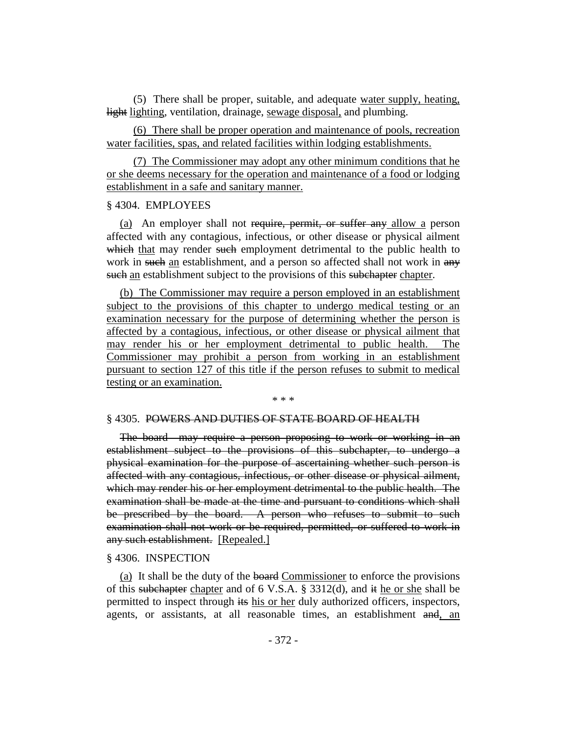(5) There shall be proper, suitable, and adequate <u>water supply, heating,</u> ~~light~~ <u>lighting</u>, ventilation, drainage, <u>sewage disposal,</u> and plumbing.

<u>(6) There shall be proper operation and maintenance of pools, recreation water facilities, spas, and related facilities within lodging establishments.</u>

<u>(7) The Commissioner may adopt any other minimum conditions that he or she deems necessary for the operation and maintenance of a food or lodging establishment in a safe and sanitary manner.</u>

§ 4304. EMPLOYEES

<u>(a)</u> An employer shall not ~~require, permit, or suffer any~~ <u>allow a</u> person affected with any contagious, infectious, or other disease or physical ailment ~~which~~ <u>that</u> may render ~~such~~ employment detrimental to the public health to work in ~~such~~ <u>an</u> establishment, and a person so affected shall not work in ~~any such~~ <u>an</u> establishment subject to the provisions of this ~~subchapter~~ <u>chapter</u>.

<u>(b) The Commissioner may require a person employed in an establishment subject to the provisions of this chapter to undergo medical testing or an examination necessary for the purpose of determining whether the person is affected by a contagious, infectious, or other disease or physical ailment that may render his or her employment detrimental to public health. The Commissioner may prohibit a person from working in an establishment pursuant to section 127 of this title if the person refuses to submit to medical testing or an examination.</u>

\* \* \*

§ 4305. ~~POWERS AND DUTIES OF STATE BOARD OF HEALTH~~

~~The board may require a person proposing to work or working in an establishment subject to the provisions of this subchapter, to undergo a physical examination for the purpose of ascertaining whether such person is affected with any contagious, infectious, or other disease or physical ailment, which may render his or her employment detrimental to the public health. The examination shall be made at the time and pursuant to conditions which shall be prescribed by the board. A person who refuses to submit to such examination shall not work or be required, permitted, or suffered to work in any such establishment.~~ [Repealed.]

§ 4306. INSPECTION

<u>(a)</u> It shall be the duty of the ~~board~~ <u>Commissioner</u> to enforce the provisions of this ~~subchapter~~ <u>chapter</u> and of 6 V.S.A. § 3312(d), and ~~it~~ <u>he or she</u> shall be permitted to inspect through ~~its~~ <u>his or her</u> duly authorized officers, inspectors, agents, or assistants, at all reasonable times, an establishment ~~and~~<u>, an</u>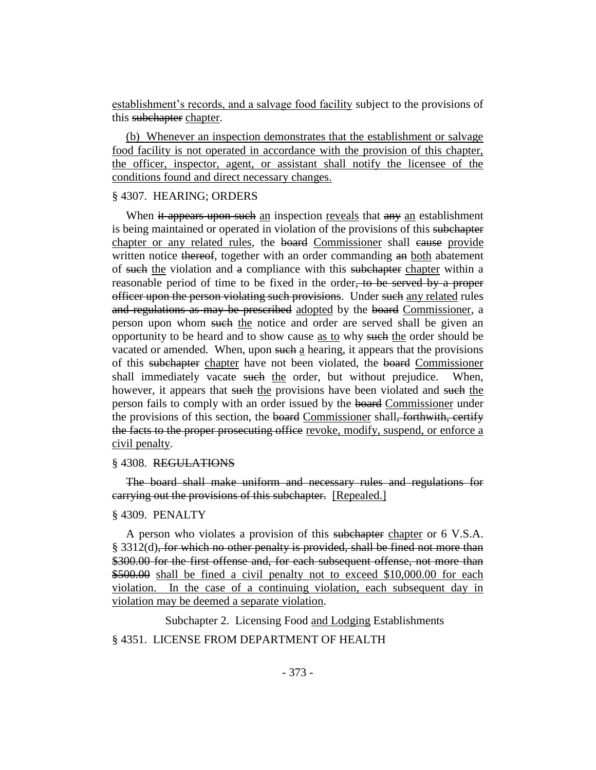<u>establishment's records, and a salvage food facility</u> subject to the provisions of this ~~subchapter~~ <u>chapter</u>.

<u>(b) Whenever an inspection demonstrates that the establishment or salvage food facility is not operated in accordance with the provision of this chapter, the officer, inspector, agent, or assistant shall notify the licensee of the conditions found and direct necessary changes.</u>

§ 4307. HEARING; ORDERS

When ~~it appears upon such~~ <u>an</u> inspection <u>reveals</u> that ~~any~~ <u>an</u> establishment is being maintained or operated in violation of the provisions of this ~~subchapter~~ <u>chapter or any related rules</u>, the ~~board~~ <u>Commissioner</u> shall ~~cause~~ <u>provide</u> written notice ~~thereof~~, together with an order commanding ~~an~~ <u>both</u> abatement of ~~such~~ <u>the</u> violation and ~~a~~ compliance with this ~~subchapter~~ <u>chapter</u> within a reasonable period of time to be fixed in the order~~, to be served by a proper officer upon the person violating such provisions~~. Under ~~such~~ <u>any related</u> rules ~~and regulations as may be prescribed~~ <u>adopted</u> by the ~~board~~ <u>Commissioner</u>, a person upon whom ~~such~~ <u>the</u> notice and order are served shall be given an opportunity to be heard and to show cause <u>as to</u> why ~~such~~ <u>the</u> order should be vacated or amended. When, upon ~~such~~ <u>a</u> hearing, it appears that the provisions of this ~~subchapter~~ <u>chapter</u> have not been violated, the ~~board~~ <u>Commissioner</u> shall immediately vacate ~~such~~ <u>the</u> order, but without prejudice. When, however, it appears that ~~such~~ <u>the</u> provisions have been violated and ~~such~~ <u>the</u> person fails to comply with an order issued by the ~~board~~ <u>Commissioner</u> under the provisions of this section, the ~~board~~ <u>Commissioner</u> shall~~, forthwith, certify the facts to the proper prosecuting office~~ <u>revoke, modify, suspend, or enforce a civil penalty</u>.

§ 4308. ~~REGULATIONS~~

~~The board shall make uniform and necessary rules and regulations for carrying out the provisions of this subchapter.~~ <u>[Repealed.]</u>

§ 4309. PENALTY

A person who violates a provision of this ~~subchapter~~ <u>chapter</u> or 6 V.S.A. § 3312(d)~~, for which no other penalty is provided, shall be fined not more than \$300.00 for the first offense and, for each subsequent offense, not more than \$500.00~~ <u>shall be fined a civil penalty not to exceed \$10,000.00 for each violation. In the case of a continuing violation, each subsequent day in violation may be deemed a separate violation</u>.

Subchapter 2. Licensing Food <u>and Lodging</u> Establishments

§ 4351. LICENSE FROM DEPARTMENT OF HEALTH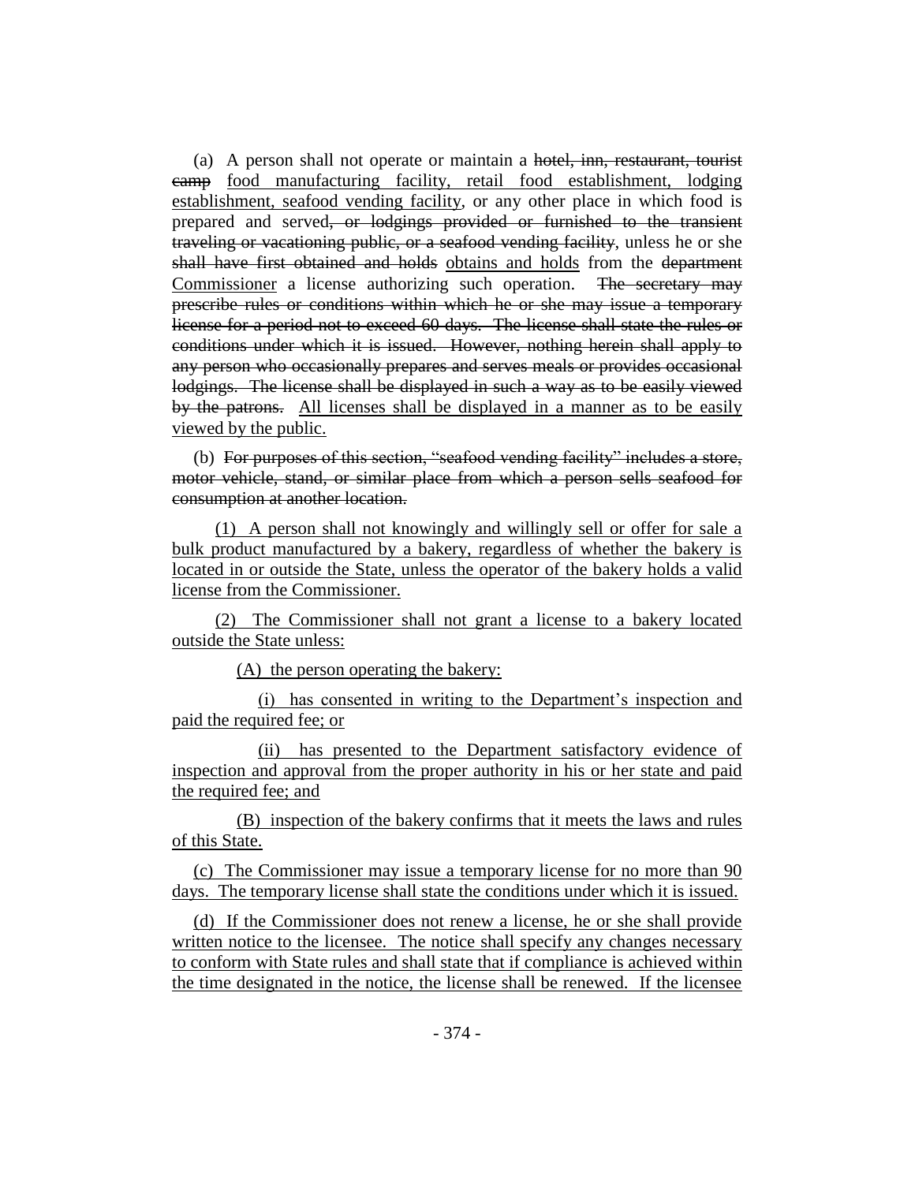(a) A person shall not operate or maintain a ~~hotel, inn, restaurant, tourist camp~~ food manufacturing facility, retail food establishment, lodging establishment, seafood vending facility, or any other place in which food is prepared and served~~, or lodgings provided or furnished to the transient traveling or vacationing public, or a seafood vending facility~~, unless he or she ~~shall have first obtained and holds~~ obtains and holds from the ~~department~~ Commissioner a license authorizing such operation. ~~The secretary may prescribe rules or conditions within which he or she may issue a temporary license for a period not to exceed 60 days. The license shall state the rules or conditions under which it is issued. However, nothing herein shall apply to any person who occasionally prepares and serves meals or provides occasional lodgings. The license shall be displayed in such a way as to be easily viewed by the patrons.~~ All licenses shall be displayed in a manner as to be easily viewed by the public.

(b) ~~For purposes of this section, "seafood vending facility" includes a store, motor vehicle, stand, or similar place from which a person sells seafood for consumption at another location.~~

(1) A person shall not knowingly and willingly sell or offer for sale a bulk product manufactured by a bakery, regardless of whether the bakery is located in or outside the State, unless the operator of the bakery holds a valid license from the Commissioner.

(2) The Commissioner shall not grant a license to a bakery located outside the State unless:

(A) the person operating the bakery:

(i) has consented in writing to the Department's inspection and paid the required fee; or

(ii) has presented to the Department satisfactory evidence of inspection and approval from the proper authority in his or her state and paid the required fee; and

(B) inspection of the bakery confirms that it meets the laws and rules of this State.

(c) The Commissioner may issue a temporary license for no more than 90 days. The temporary license shall state the conditions under which it is issued.

(d) If the Commissioner does not renew a license, he or she shall provide written notice to the licensee. The notice shall specify any changes necessary to conform with State rules and shall state that if compliance is achieved within the time designated in the notice, the license shall be renewed. If the licensee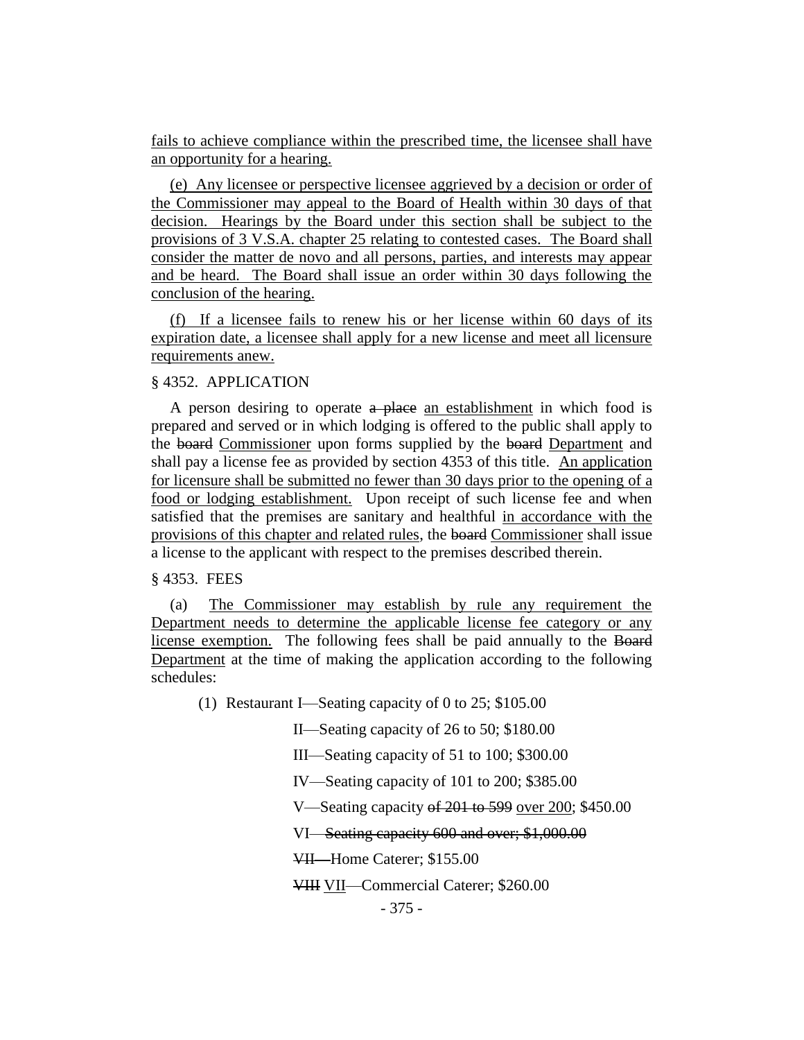fails to achieve compliance within the prescribed time, the licensee shall have an opportunity for a hearing.

(e) Any licensee or perspective licensee aggrieved by a decision or order of the Commissioner may appeal to the Board of Health within 30 days of that decision. Hearings by the Board under this section shall be subject to the provisions of 3 V.S.A. chapter 25 relating to contested cases. The Board shall consider the matter de novo and all persons, parties, and interests may appear and be heard. The Board shall issue an order within 30 days following the conclusion of the hearing.

(f) If a licensee fails to renew his or her license within 60 days of its expiration date, a licensee shall apply for a new license and meet all licensure requirements anew.

§ 4352. APPLICATION

A person desiring to operate ~~a place~~ an establishment in which food is prepared and served or in which lodging is offered to the public shall apply to the ~~board~~ Commissioner upon forms supplied by the ~~board~~ Department and shall pay a license fee as provided by section 4353 of this title. An application for licensure shall be submitted no fewer than 30 days prior to the opening of a food or lodging establishment. Upon receipt of such license fee and when satisfied that the premises are sanitary and healthful in accordance with the provisions of this chapter and related rules, the ~~board~~ Commissioner shall issue a license to the applicant with respect to the premises described therein.

§ 4353. FEES

(a) The Commissioner may establish by rule any requirement the Department needs to determine the applicable license fee category or any license exemption. The following fees shall be paid annually to the ~~Board~~ Department at the time of making the application according to the following schedules:

(1) Restaurant I—Seating capacity of 0 to 25; $105.00

II—Seating capacity of 26 to 50; $180.00

III—Seating capacity of 51 to 100; $300.00

IV—Seating capacity of 101 to 200; $385.00

V—Seating capacity ~~of 201 to 599~~ over 200; $450.00

VI~~—Seating capacity 600 and over; $1,000.00~~

~~VII—~~Home Caterer; $155.00

~~VIII~~ VII—Commercial Caterer; $260.00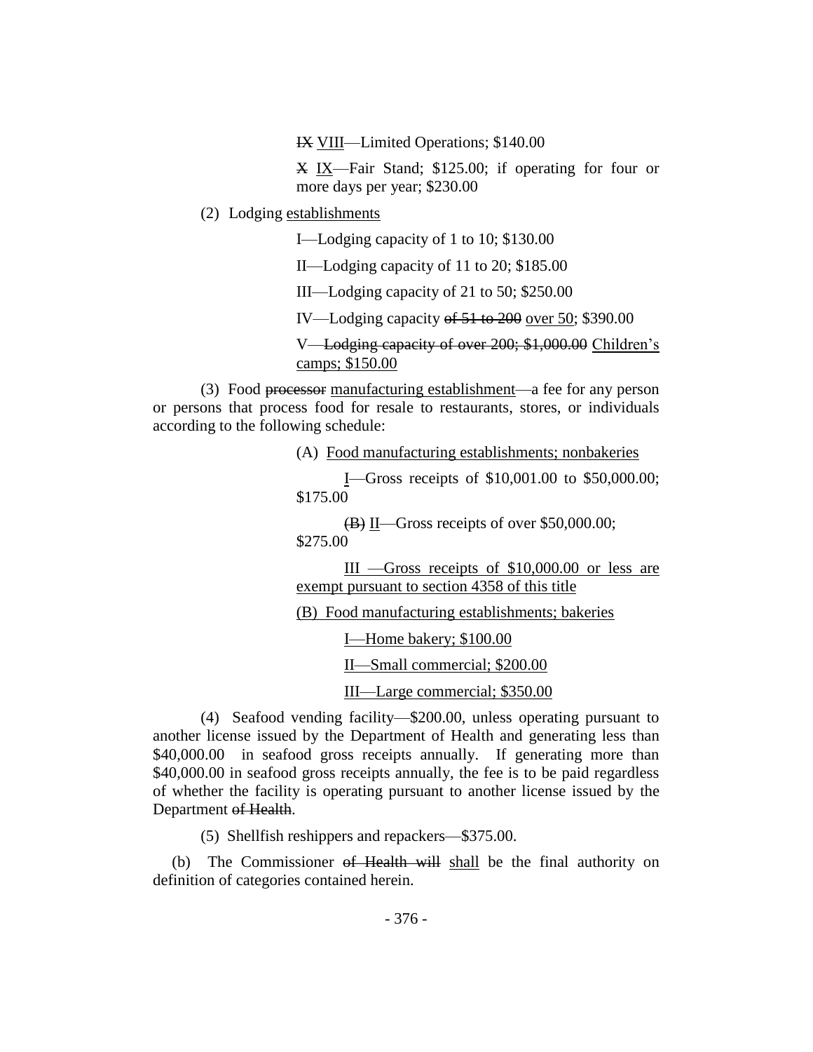~~IX~~ <u>VIII</u>—Limited Operations; \$140.00

~~X~~ <u>IX</u>—Fair Stand; \$125.00; if operating for four or more days per year; \$230.00

(2) Lodging <u>establishments</u>

I—Lodging capacity of 1 to 10; \$130.00

II—Lodging capacity of 11 to 20; \$185.00

III—Lodging capacity of 21 to 50; \$250.00

IV—Lodging capacity ~~of 51 to 200~~ <u>over 50</u>; \$390.00

V—~~Lodging capacity of over 200; \$1,000.00~~ <u>Children's camps; \$150.00</u>

(3) Food ~~processor~~ <u>manufacturing establishment</u>—a fee for any person or persons that process food for resale to restaurants, stores, or individuals according to the following schedule:

(A) <u>Food manufacturing establishments; nonbakeries</u>

<u>I</u>—Gross receipts of \$10,001.00 to \$50,000.00; \$175.00

~~(B)~~ <u>II</u>—Gross receipts of over \$50,000.00; \$275.00

<u>III —Gross receipts of \$10,000.00 or less are exempt pursuant to section 4358 of this title</u>

<u>(B) Food manufacturing establishments; bakeries</u>

<u>I—Home bakery; \$100.00</u>

<u>II—Small commercial; \$200.00</u>

<u>III—Large commercial; \$350.00</u>

(4) Seafood vending facility—\$200.00, unless operating pursuant to another license issued by the Department of Health and generating less than \$40,000.00 in seafood gross receipts annually. If generating more than \$40,000.00 in seafood gross receipts annually, the fee is to be paid regardless of whether the facility is operating pursuant to another license issued by the Department ~~of Health~~.

(5) Shellfish reshippers and repackers—\$375.00.

(b) The Commissioner ~~of Health will~~ <u>shall</u> be the final authority on definition of categories contained herein.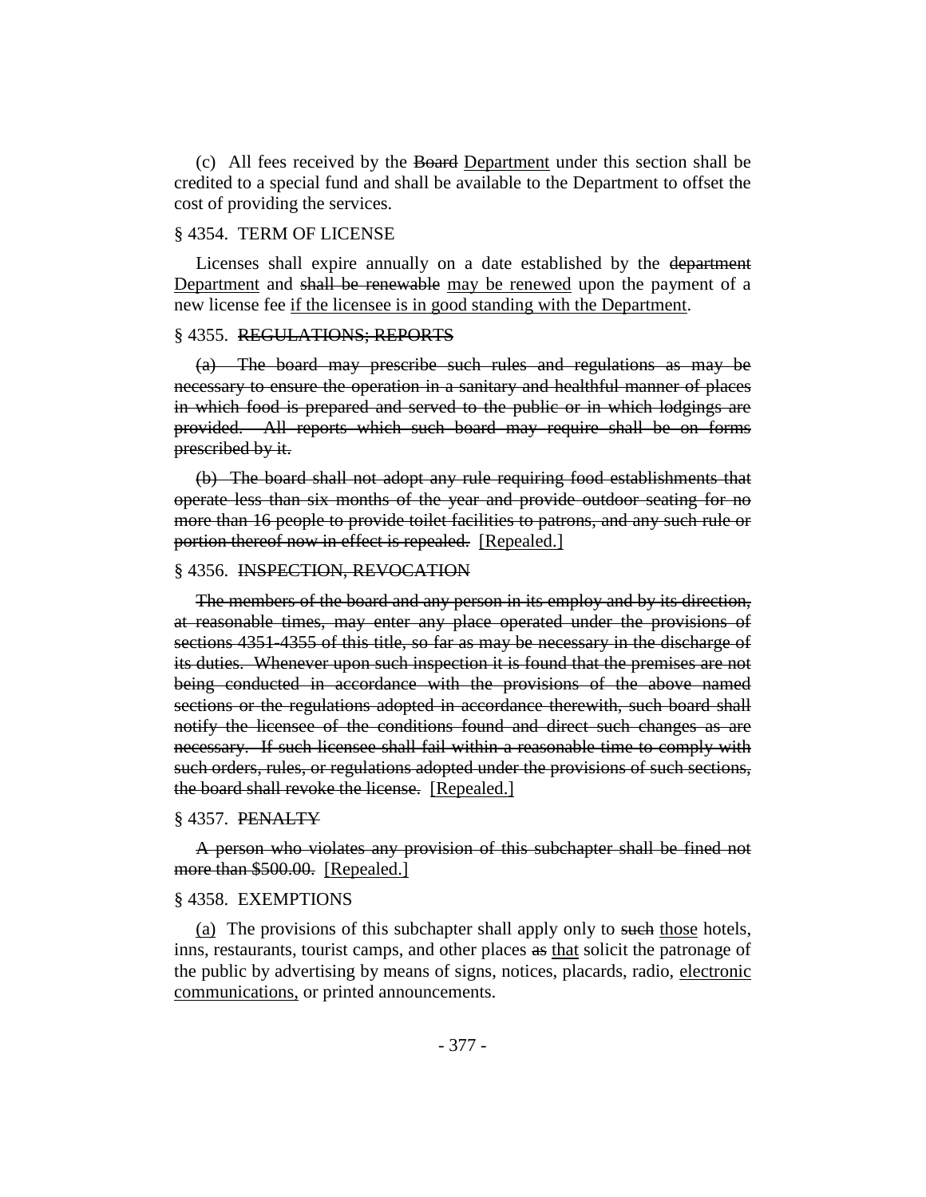(c) All fees received by the ~~Board~~ Department under this section shall be credited to a special fund and shall be available to the Department to offset the cost of providing the services.

§ 4354. TERM OF LICENSE

Licenses shall expire annually on a date established by the ~~department~~ Department and ~~shall be renewable~~ may be renewed upon the payment of a new license fee if the licensee is in good standing with the Department.

§ 4355. ~~REGULATIONS; REPORTS~~

~~(a) The board may prescribe such rules and regulations as may be necessary to ensure the operation in a sanitary and healthful manner of places in which food is prepared and served to the public or in which lodgings are provided. All reports which such board may require shall be on forms prescribed by it.~~

~~(b) The board shall not adopt any rule requiring food establishments that operate less than six months of the year and provide outdoor seating for no more than 16 people to provide toilet facilities to patrons, and any such rule or portion thereof now in effect is repealed.~~ [Repealed.]

§ 4356. ~~INSPECTION, REVOCATION~~

~~The members of the board and any person in its employ and by its direction, at reasonable times, may enter any place operated under the provisions of sections 4351-4355 of this title, so far as may be necessary in the discharge of its duties. Whenever upon such inspection it is found that the premises are not being conducted in accordance with the provisions of the above named sections or the regulations adopted in accordance therewith, such board shall notify the licensee of the conditions found and direct such changes as are necessary. If such licensee shall fail within a reasonable time to comply with such orders, rules, or regulations adopted under the provisions of such sections, the board shall revoke the license.~~ [Repealed.]

§ 4357. ~~PENALTY~~

~~A person who violates any provision of this subchapter shall be fined not more than $500.00.~~ [Repealed.]

§ 4358. EXEMPTIONS

(a) The provisions of this subchapter shall apply only to ~~such~~ those hotels, inns, restaurants, tourist camps, and other places ~~as~~ that solicit the patronage of the public by advertising by means of signs, notices, placards, radio, electronic communications, or printed announcements.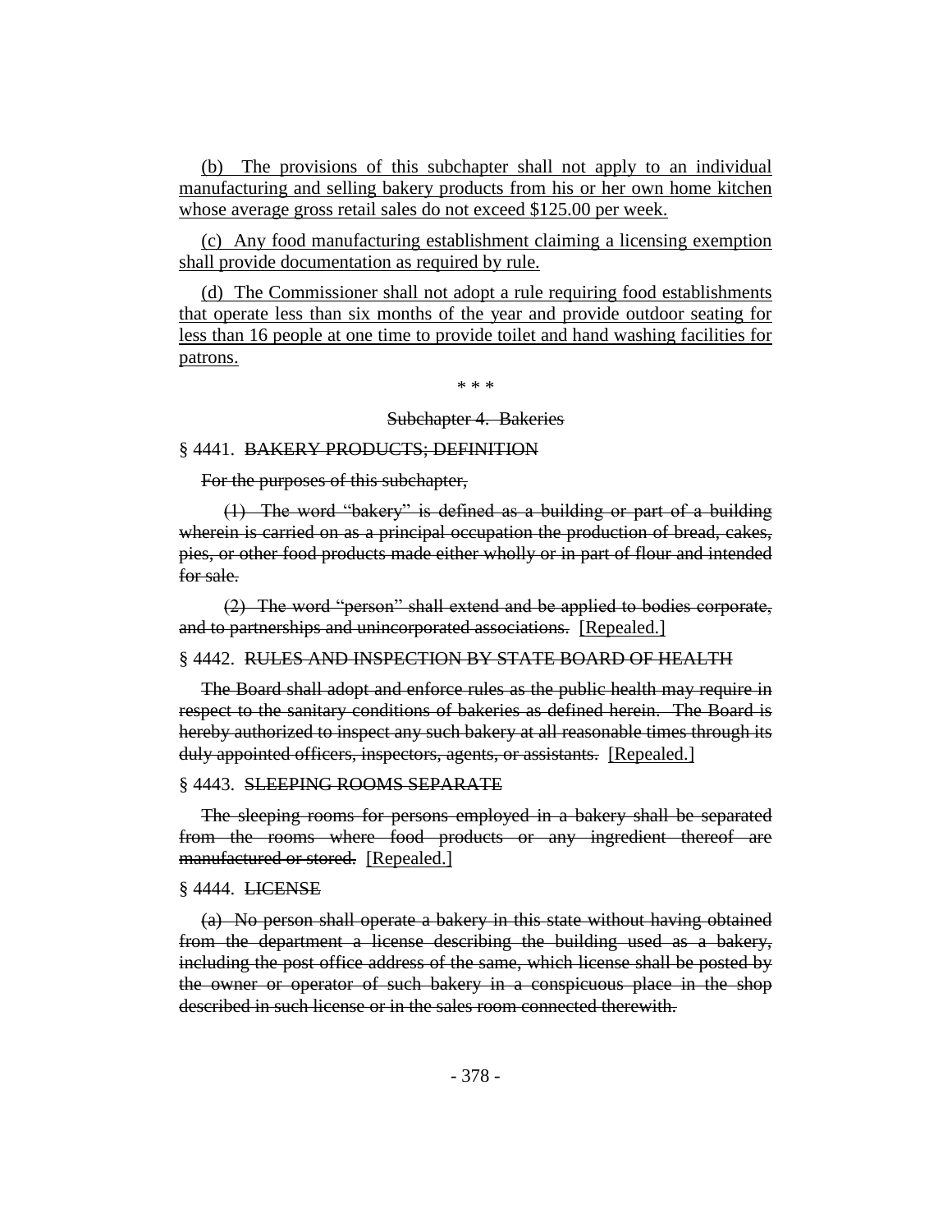(b) The provisions of this subchapter shall not apply to an individual manufacturing and selling bakery products from his or her own home kitchen whose average gross retail sales do not exceed $125.00 per week.

(c) Any food manufacturing establishment claiming a licensing exemption shall provide documentation as required by rule.

(d) The Commissioner shall not adopt a rule requiring food establishments that operate less than six months of the year and provide outdoor seating for less than 16 people at one time to provide toilet and hand washing facilities for patrons.

\* \* \*

Subchapter 4. Bakeries

§ 4441. ~~BAKERY PRODUCTS; DEFINITION~~

~~For the purposes of this subchapter,~~

~~(1) The word "bakery" is defined as a building or part of a building wherein is carried on as a principal occupation the production of bread, cakes, pies, or other food products made either wholly or in part of flour and intended for sale.~~

~~(2) The word "person" shall extend and be applied to bodies corporate, and to partnerships and unincorporated associations.~~ [Repealed.]

§ 4442. ~~RULES AND INSPECTION BY STATE BOARD OF HEALTH~~

~~The Board shall adopt and enforce rules as the public health may require in respect to the sanitary conditions of bakeries as defined herein. The Board is hereby authorized to inspect any such bakery at all reasonable times through its duly appointed officers, inspectors, agents, or assistants.~~ [Repealed.]

§ 4443. ~~SLEEPING ROOMS SEPARATE~~

~~The sleeping rooms for persons employed in a bakery shall be separated from the rooms where food products or any ingredient thereof are manufactured or stored.~~ [Repealed.]

§ 4444. ~~LICENSE~~

~~(a) No person shall operate a bakery in this state without having obtained from the department a license describing the building used as a bakery, including the post office address of the same, which license shall be posted by the owner or operator of such bakery in a conspicuous place in the shop described in such license or in the sales room connected therewith.~~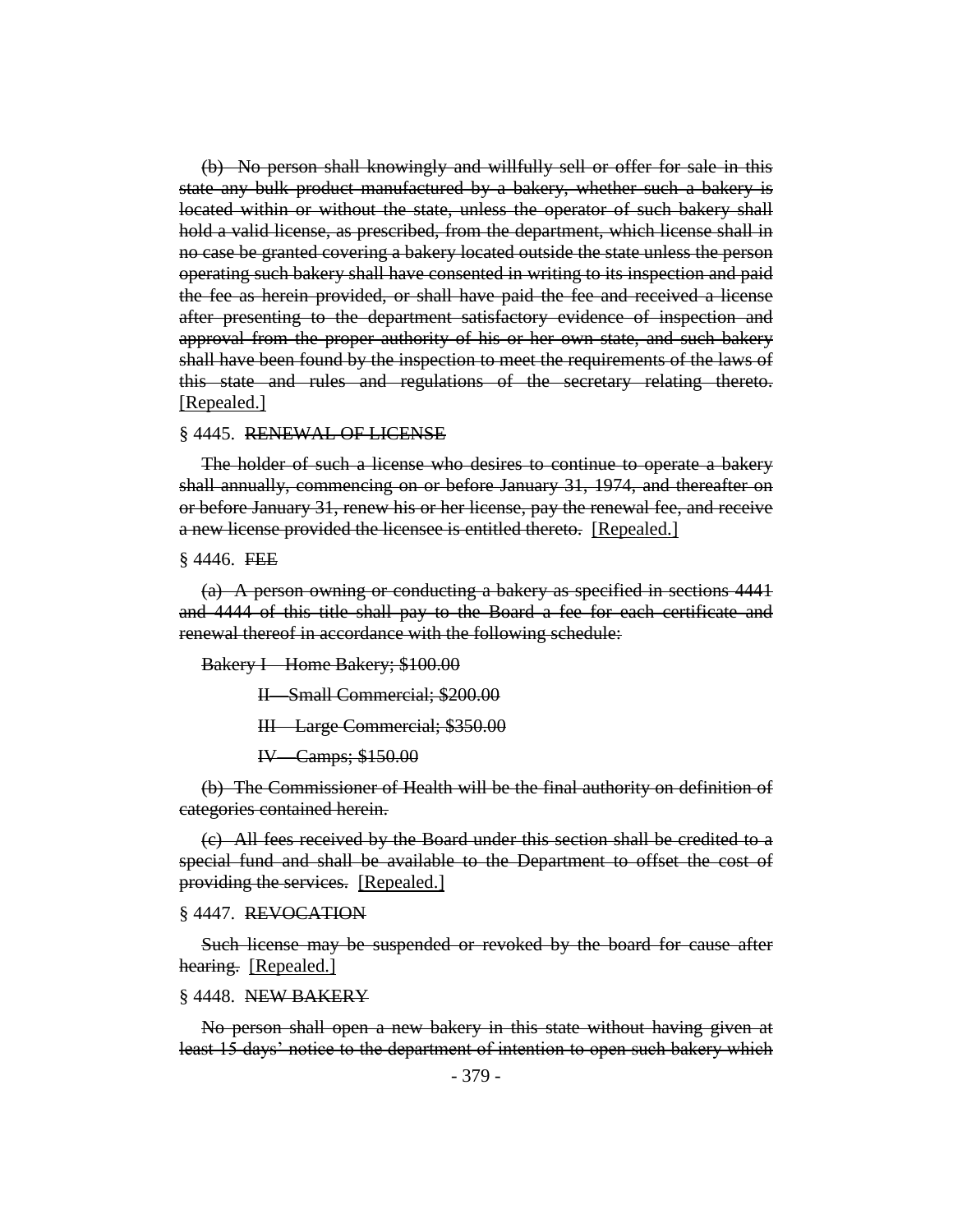(b) ~~No person shall knowingly and willfully sell or offer for sale in this state any bulk product manufactured by a bakery, whether such a bakery is located within or without the state, unless the operator of such bakery shall hold a valid license, as prescribed, from the department, which license shall in no case be granted covering a bakery located outside the state unless the person operating such bakery shall have consented in writing to its inspection and paid the fee as herein provided, or shall have paid the fee and received a license after presenting to the department satisfactory evidence of inspection and approval from the proper authority of his or her own state, and such bakery shall have been found by the inspection to meet the requirements of the laws of this state and rules and regulations of the secretary relating thereto.~~ [Repealed.]

§ 4445. ~~RENEWAL OF LICENSE~~

~~The holder of such a license who desires to continue to operate a bakery shall annually, commencing on or before January 31, 1974, and thereafter on or before January 31, renew his or her license, pay the renewal fee, and receive a new license provided the licensee is entitled thereto.~~ [Repealed.]

§ 4446. ~~FEE~~

~~(a) A person owning or conducting a bakery as specified in sections 4441 and 4444 of this title shall pay to the Board a fee for each certificate and renewal thereof in accordance with the following schedule:~~

~~Bakery I—Home Bakery; $100.00~~

~~II—Small Commercial; $200.00~~

~~III—Large Commercial; $350.00~~

~~IV—Camps; $150.00~~

~~(b) The Commissioner of Health will be the final authority on definition of categories contained herein.~~

~~(c) All fees received by the Board under this section shall be credited to a special fund and shall be available to the Department to offset the cost of providing the services.~~ [Repealed.]

§ 4447. ~~REVOCATION~~

~~Such license may be suspended or revoked by the board for cause after hearing.~~ [Repealed.]

§ 4448. ~~NEW BAKERY~~

~~No person shall open a new bakery in this state without having given at least 15 days' notice to the department of intention to open such bakery which~~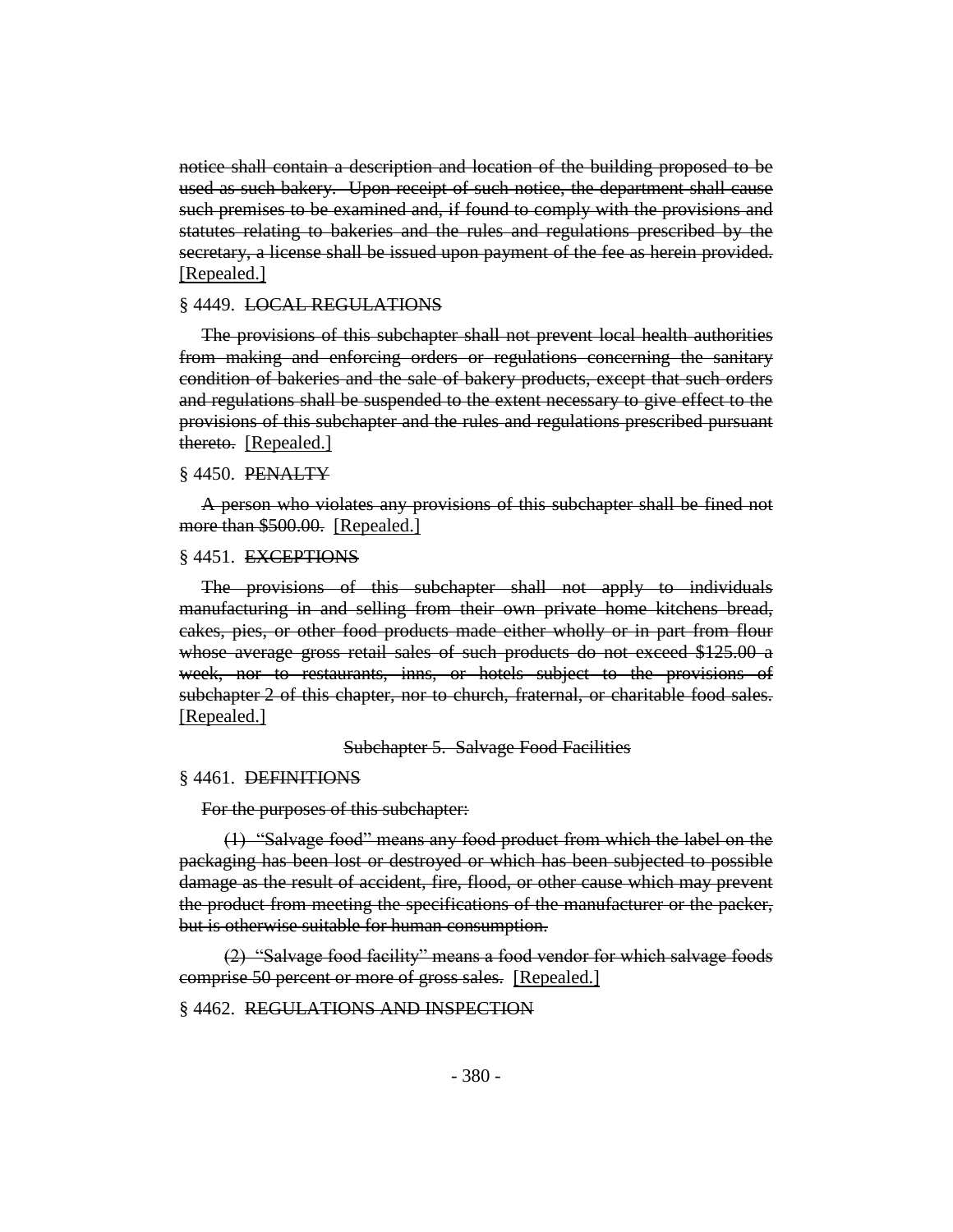~~notice shall contain a description and location of the building proposed to be used as such bakery. Upon receipt of such notice, the department shall cause such premises to be examined and, if found to comply with the provisions and statutes relating to bakeries and the rules and regulations prescribed by the secretary, a license shall be issued upon payment of the fee as herein provided.~~ [Repealed.]

§ 4449. ~~LOCAL REGULATIONS~~

~~The provisions of this subchapter shall not prevent local health authorities from making and enforcing orders or regulations concerning the sanitary condition of bakeries and the sale of bakery products, except that such orders and regulations shall be suspended to the extent necessary to give effect to the provisions of this subchapter and the rules and regulations prescribed pursuant thereto.~~ [Repealed.]

§ 4450. ~~PENALTY~~

~~A person who violates any provisions of this subchapter shall be fined not more than $500.00.~~ [Repealed.]

§ 4451. ~~EXCEPTIONS~~

~~The provisions of this subchapter shall not apply to individuals manufacturing in and selling from their own private home kitchens bread, cakes, pies, or other food products made either wholly or in part from flour whose average gross retail sales of such products do not exceed $125.00 a week, nor to restaurants, inns, or hotels subject to the provisions of subchapter 2 of this chapter, nor to church, fraternal, or charitable food sales.~~ [Repealed.]

~~Subchapter 5. Salvage Food Facilities~~

§ 4461. ~~DEFINITIONS~~

~~For the purposes of this subchapter:~~

~~(1) "Salvage food" means any food product from which the label on the packaging has been lost or destroyed or which has been subjected to possible damage as the result of accident, fire, flood, or other cause which may prevent the product from meeting the specifications of the manufacturer or the packer, but is otherwise suitable for human consumption.~~

~~(2) "Salvage food facility" means a food vendor for which salvage foods comprise 50 percent or more of gross sales.~~ [Repealed.]

§ 4462. ~~REGULATIONS AND INSPECTION~~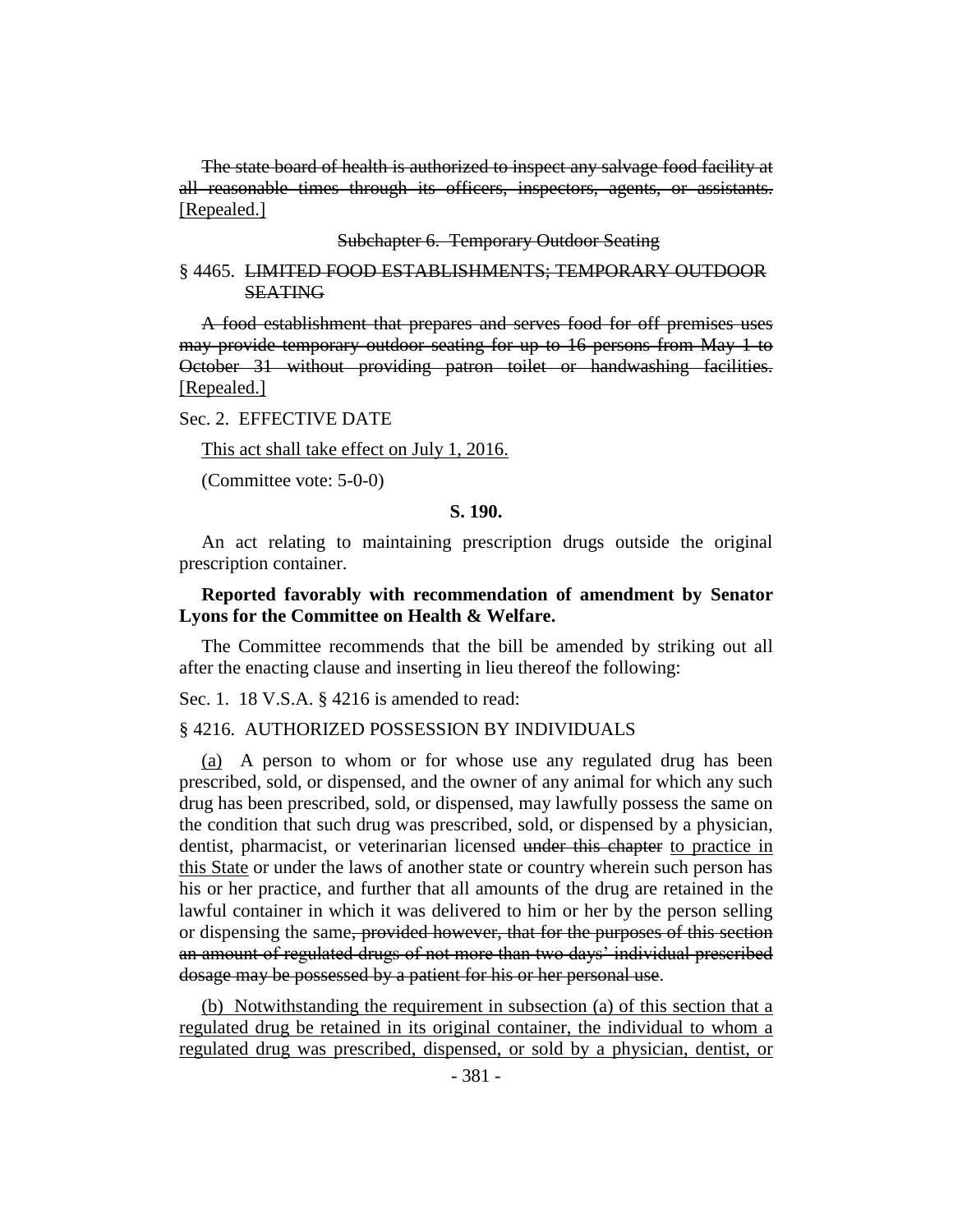~~The state board of health is authorized to inspect any salvage food facility at all reasonable times through its officers, inspectors, agents, or assistants.~~ <u>[Repealed.]</u>

~~Subchapter 6. Temporary Outdoor Seating~~

§ 4465. ~~LIMITED FOOD ESTABLISHMENTS; TEMPORARY OUTDOOR SEATING~~

~~A food establishment that prepares and serves food for off premises uses may provide temporary outdoor seating for up to 16 persons from May 1 to October 31 without providing patron toilet or handwashing facilities.~~ <u>[Repealed.]</u>

Sec. 2. EFFECTIVE DATE

<u>This act shall take effect on July 1, 2016.</u>

(Committee vote: 5-0-0)

**S. 190.**

An act relating to maintaining prescription drugs outside the original prescription container.

**Reported favorably with recommendation of amendment by Senator Lyons for the Committee on Health & Welfare.**

The Committee recommends that the bill be amended by striking out all after the enacting clause and inserting in lieu thereof the following:

Sec. 1. 18 V.S.A. § 4216 is amended to read:

§ 4216. AUTHORIZED POSSESSION BY INDIVIDUALS

<u>(a)</u> A person to whom or for whose use any regulated drug has been prescribed, sold, or dispensed, and the owner of any animal for which any such drug has been prescribed, sold, or dispensed, may lawfully possess the same on the condition that such drug was prescribed, sold, or dispensed by a physician, dentist, pharmacist, or veterinarian licensed ~~under this chapter~~ <u>to practice in this State</u> or under the laws of another state or country wherein such person has his or her practice, and further that all amounts of the drug are retained in the lawful container in which it was delivered to him or her by the person selling or dispensing the same~~, provided however, that for the purposes of this section an amount of regulated drugs of not more than two days' individual prescribed dosage may be possessed by a patient for his or her personal use~~.

<u>(b) Notwithstanding the requirement in subsection (a) of this section that a regulated drug be retained in its original container, the individual to whom a regulated drug was prescribed, dispensed, or sold by a physician, dentist, or</u>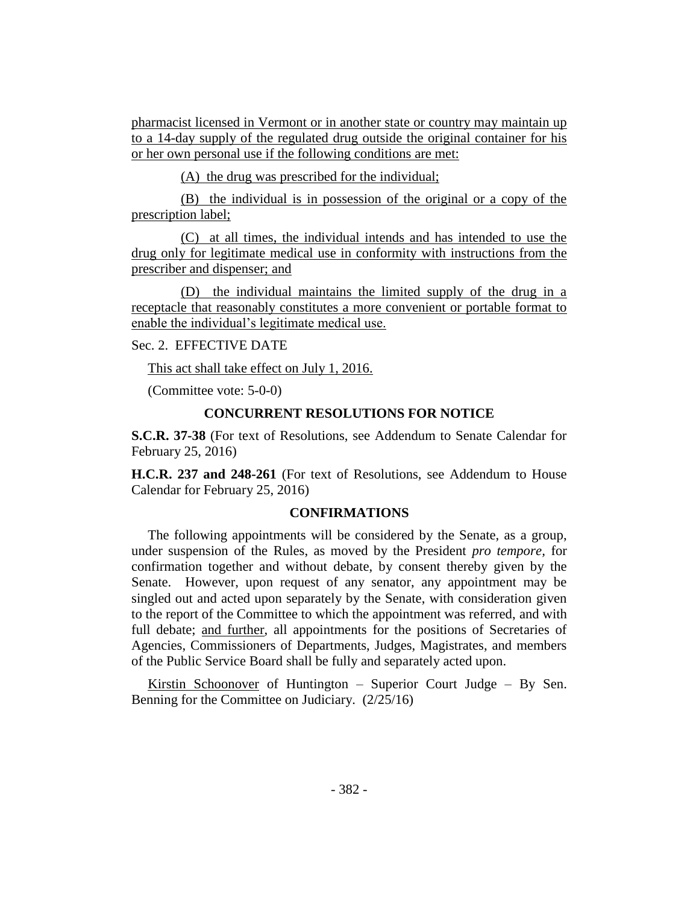pharmacist licensed in Vermont or in another state or country may maintain up to a 14-day supply of the regulated drug outside the original container for his or her own personal use if the following conditions are met:

(A) the drug was prescribed for the individual;

(B) the individual is in possession of the original or a copy of the prescription label;

(C) at all times, the individual intends and has intended to use the drug only for legitimate medical use in conformity with instructions from the prescriber and dispenser; and

(D) the individual maintains the limited supply of the drug in a receptacle that reasonably constitutes a more convenient or portable format to enable the individual's legitimate medical use.

Sec. 2. EFFECTIVE DATE

This act shall take effect on July 1, 2016.

(Committee vote: 5-0-0)

## CONCURRENT RESOLUTIONS FOR NOTICE

**S.C.R. 37-38** (For text of Resolutions, see Addendum to Senate Calendar for February 25, 2016)

**H.C.R. 237 and 248-261** (For text of Resolutions, see Addendum to House Calendar for February 25, 2016)

## CONFIRMATIONS

The following appointments will be considered by the Senate, as a group, under suspension of the Rules, as moved by the President *pro tempore,* for confirmation together and without debate, by consent thereby given by the Senate. However, upon request of any senator, any appointment may be singled out and acted upon separately by the Senate, with consideration given to the report of the Committee to which the appointment was referred, and with full debate; and further, all appointments for the positions of Secretaries of Agencies, Commissioners of Departments, Judges, Magistrates, and members of the Public Service Board shall be fully and separately acted upon.

Kirstin Schoonover of Huntington – Superior Court Judge – By Sen. Benning for the Committee on Judiciary. (2/25/16)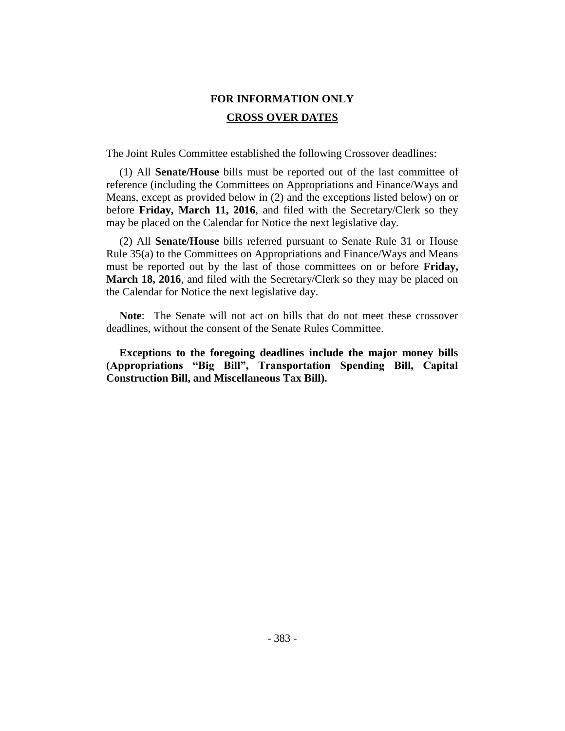## FOR INFORMATION ONLY

## CROSS OVER DATES

The Joint Rules Committee established the following Crossover deadlines:

(1) All **Senate/House** bills must be reported out of the last committee of reference (including the Committees on Appropriations and Finance/Ways and Means, except as provided below in (2) and the exceptions listed below) on or before **Friday, March 11, 2016**, and filed with the Secretary/Clerk so they may be placed on the Calendar for Notice the next legislative day.

(2) All **Senate/House** bills referred pursuant to Senate Rule 31 or House Rule 35(a) to the Committees on Appropriations and Finance/Ways and Means must be reported out by the last of those committees on or before **Friday, March 18, 2016**, and filed with the Secretary/Clerk so they may be placed on the Calendar for Notice the next legislative day.

**Note**: The Senate will not act on bills that do not meet these crossover deadlines, without the consent of the Senate Rules Committee.

**Exceptions to the foregoing deadlines include the major money bills (Appropriations "Big Bill", Transportation Spending Bill, Capital Construction Bill, and Miscellaneous Tax Bill).**